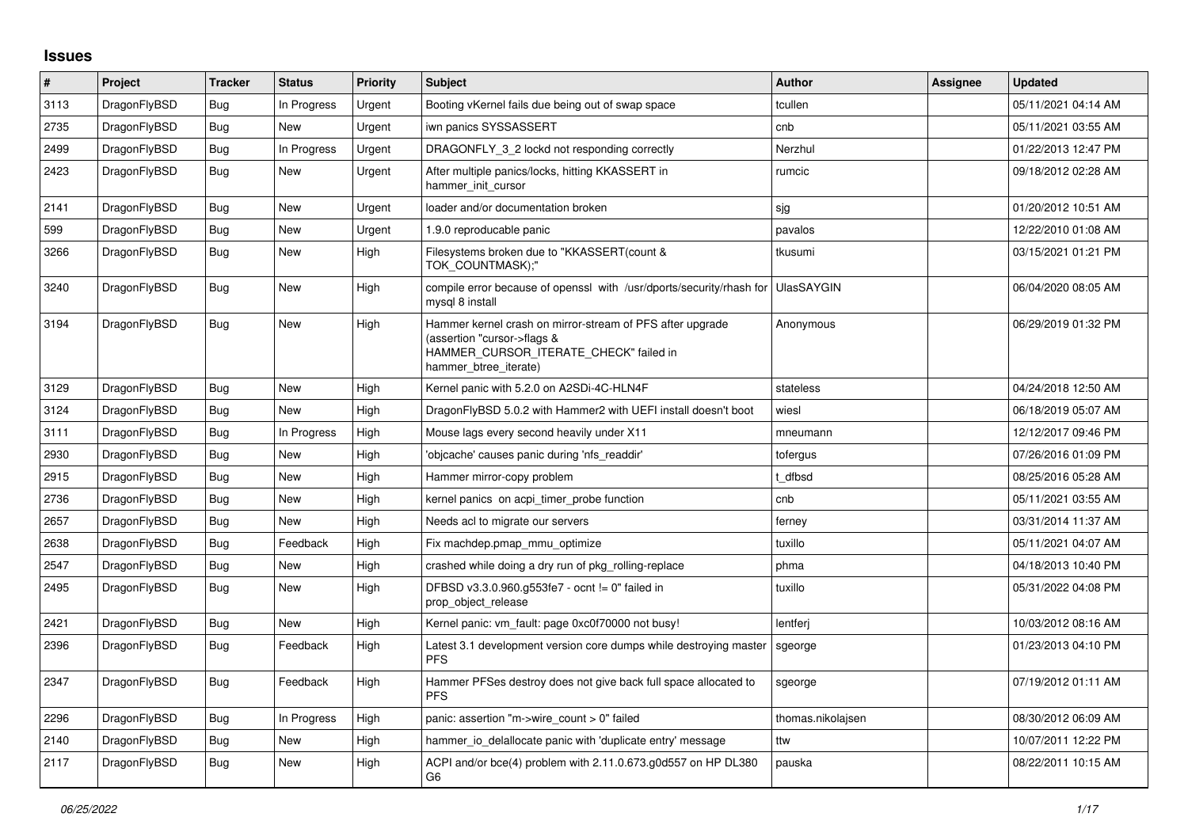# Issues

| # | Project | Tracker | Status | Priority | Subject | Author | Assignee | Updated |
|---|---|---|---|---|---|---|---|---|
| 3113 | DragonFlyBSD | Bug | In Progress | Urgent | Booting vKernel fails due being out of swap space | tcullen | | 05/11/2021 04:14 AM |
| 2735 | DragonFlyBSD | Bug | New | Urgent | iwn panics SYSSASSERT | cnb | | 05/11/2021 03:55 AM |
| 2499 | DragonFlyBSD | Bug | In Progress | Urgent | DRAGONFLY_3_2 lockd not responding correctly | Nerzhul | | 01/22/2013 12:47 PM |
| 2423 | DragonFlyBSD | Bug | New | Urgent | After multiple panics/locks, hitting KKASSERT in hammer_init_cursor | rumcic | | 09/18/2012 02:28 AM |
| 2141 | DragonFlyBSD | Bug | New | Urgent | loader and/or documentation broken | sjg | | 01/20/2012 10:51 AM |
| 599 | DragonFlyBSD | Bug | New | Urgent | 1.9.0 reproducable panic | pavalos | | 12/22/2010 01:08 AM |
| 3266 | DragonFlyBSD | Bug | New | High | Filesystems broken due to "KKASSERT(count & TOK_COUNTMASK);" | tkusumi | | 03/15/2021 01:21 PM |
| 3240 | DragonFlyBSD | Bug | New | High | compile error because of openssl with /usr/dports/security/rhash for mysql 8 install | UlasSAYGIN | | 06/04/2020 08:05 AM |
| 3194 | DragonFlyBSD | Bug | New | High | Hammer kernel crash on mirror-stream of PFS after upgrade (assertion "cursor->flags & HAMMER_CURSOR_ITERATE_CHECK" failed in hammer_btree_iterate) | Anonymous | | 06/29/2019 01:32 PM |
| 3129 | DragonFlyBSD | Bug | New | High | Kernel panic with 5.2.0 on A2SDi-4C-HLN4F | stateless | | 04/24/2018 12:50 AM |
| 3124 | DragonFlyBSD | Bug | New | High | DragonFlyBSD 5.0.2 with Hammer2 with UEFI install doesn't boot | wiesl | | 06/18/2019 05:07 AM |
| 3111 | DragonFlyBSD | Bug | In Progress | High | Mouse lags every second heavily under X11 | mneumann | | 12/12/2017 09:46 PM |
| 2930 | DragonFlyBSD | Bug | New | High | 'objcache' causes panic during 'nfs_readdir' | tofergus | | 07/26/2016 01:09 PM |
| 2915 | DragonFlyBSD | Bug | New | High | Hammer mirror-copy problem | t_dfbsd | | 08/25/2016 05:28 AM |
| 2736 | DragonFlyBSD | Bug | New | High | kernel panics on acpi_timer_probe function | cnb | | 05/11/2021 03:55 AM |
| 2657 | DragonFlyBSD | Bug | New | High | Needs acl to migrate our servers | ferney | | 03/31/2014 11:37 AM |
| 2638 | DragonFlyBSD | Bug | Feedback | High | Fix machdep.pmap_mmu_optimize | tuxillo | | 05/11/2021 04:07 AM |
| 2547 | DragonFlyBSD | Bug | New | High | crashed while doing a dry run of pkg_rolling-replace | phma | | 04/18/2013 10:40 PM |
| 2495 | DragonFlyBSD | Bug | New | High | DFBSD v3.3.0.960.g553fe7 - ocnt != 0" failed in prop_object_release | tuxillo | | 05/31/2022 04:08 PM |
| 2421 | DragonFlyBSD | Bug | New | High | Kernel panic: vm_fault: page 0xc0f70000 not busy! | lentferj | | 10/03/2012 08:16 AM |
| 2396 | DragonFlyBSD | Bug | Feedback | High | Latest 3.1 development version core dumps while destroying master PFS | sgeorge | | 01/23/2013 04:10 PM |
| 2347 | DragonFlyBSD | Bug | Feedback | High | Hammer PFSes destroy does not give back full space allocated to PFS | sgeorge | | 07/19/2012 01:11 AM |
| 2296 | DragonFlyBSD | Bug | In Progress | High | panic: assertion "m->wire_count > 0" failed | thomas.nikolajsen | | 08/30/2012 06:09 AM |
| 2140 | DragonFlyBSD | Bug | New | High | hammer_io_delallocate panic with 'duplicate entry' message | ttw | | 10/07/2011 12:22 PM |
| 2117 | DragonFlyBSD | Bug | New | High | ACPI and/or bce(4) problem with 2.11.0.673.g0d557 on HP DL380 G6 | pauska | | 08/22/2011 10:15 AM |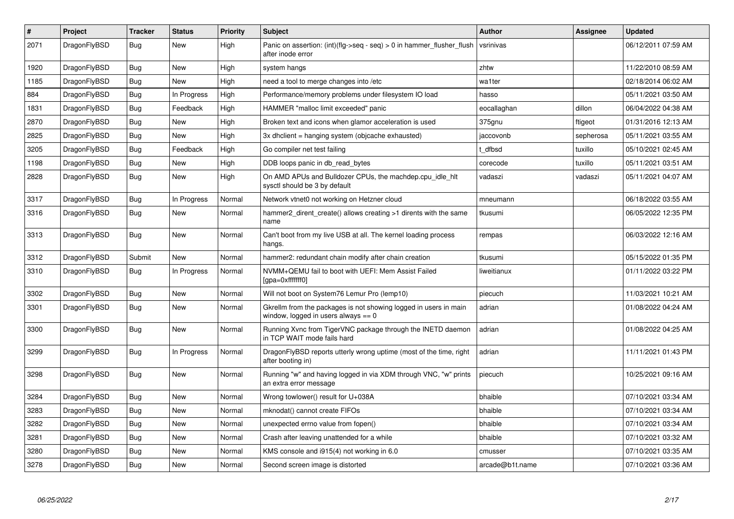| # | Project | Tracker | Status | Priority | Subject | Author | Assignee | Updated |
|---|---|---|---|---|---|---|---|---|
| 2071 | DragonFlyBSD | Bug | New | High | Panic on assertion: (int)(flg->seq - seq) > 0 in hammer_flusher_flush after inode error | vsrinivas | | 06/12/2011 07:59 AM |
| 1920 | DragonFlyBSD | Bug | New | High | system hangs | zhtw | | 11/22/2010 08:59 AM |
| 1185 | DragonFlyBSD | Bug | New | High | need a tool to merge changes into /etc | wa1ter | | 02/18/2014 06:02 AM |
| 884 | DragonFlyBSD | Bug | In Progress | High | Performance/memory problems under filesystem IO load | hasso | | 05/11/2021 03:50 AM |
| 1831 | DragonFlyBSD | Bug | Feedback | High | HAMMER "malloc limit exceeded" panic | eocallaghan | dillon | 06/04/2022 04:38 AM |
| 2870 | DragonFlyBSD | Bug | New | High | Broken text and icons when glamor acceleration is used | 375gnu | ftigeot | 01/31/2016 12:13 AM |
| 2825 | DragonFlyBSD | Bug | New | High | 3x dhclient = hanging system (objcache exhausted) | jaccovonb | sepherosa | 05/11/2021 03:55 AM |
| 3205 | DragonFlyBSD | Bug | Feedback | High | Go compiler net test failing | t_dfbsd | tuxillo | 05/10/2021 02:45 AM |
| 1198 | DragonFlyBSD | Bug | New | High | DDB loops panic in db_read_bytes | corecode | tuxillo | 05/11/2021 03:51 AM |
| 2828 | DragonFlyBSD | Bug | New | High | On AMD APUs and Bulldozer CPUs, the machdep.cpu_idle_hlt sysctl should be 3 by default | vadaszi | vadaszi | 05/11/2021 04:07 AM |
| 3317 | DragonFlyBSD | Bug | In Progress | Normal | Network vtnet0 not working on Hetzner cloud | mneumann | | 06/18/2022 03:55 AM |
| 3316 | DragonFlyBSD | Bug | New | Normal | hammer2_dirent_create() allows creating >1 dirents with the same name | tkusumi | | 06/05/2022 12:35 PM |
| 3313 | DragonFlyBSD | Bug | New | Normal | Can't boot from my live USB at all. The kernel loading process hangs. | rempas | | 06/03/2022 12:16 AM |
| 3312 | DragonFlyBSD | Submit | New | Normal | hammer2: redundant chain modify after chain creation | tkusumi | | 05/15/2022 01:35 PM |
| 3310 | DragonFlyBSD | Bug | In Progress | Normal | NVMM+QEMU fail to boot with UEFI: Mem Assist Failed [gpa=0xfffffff0] | liweitianux | | 01/11/2022 03:22 PM |
| 3302 | DragonFlyBSD | Bug | New | Normal | Will not boot on System76 Lemur Pro (lemp10) | piecuch | | 11/03/2021 10:21 AM |
| 3301 | DragonFlyBSD | Bug | New | Normal | Gkrellm from the packages is not showing logged in users in main window, logged in users always == 0 | adrian | | 01/08/2022 04:24 AM |
| 3300 | DragonFlyBSD | Bug | New | Normal | Running Xvnc from TigerVNC package through the INETD daemon in TCP WAIT mode fails hard | adrian | | 01/08/2022 04:25 AM |
| 3299 | DragonFlyBSD | Bug | In Progress | Normal | DragonFlyBSD reports utterly wrong uptime (most of the time, right after booting in) | adrian | | 11/11/2021 01:43 PM |
| 3298 | DragonFlyBSD | Bug | New | Normal | Running "w" and having logged in via XDM through VNC, "w" prints an extra error message | piecuch | | 10/25/2021 09:16 AM |
| 3284 | DragonFlyBSD | Bug | New | Normal | Wrong towlower() result for U+038A | bhaible | | 07/10/2021 03:34 AM |
| 3283 | DragonFlyBSD | Bug | New | Normal | mknodat() cannot create FIFOs | bhaible | | 07/10/2021 03:34 AM |
| 3282 | DragonFlyBSD | Bug | New | Normal | unexpected errno value from fopen() | bhaible | | 07/10/2021 03:34 AM |
| 3281 | DragonFlyBSD | Bug | New | Normal | Crash after leaving unattended for a while | bhaible | | 07/10/2021 03:32 AM |
| 3280 | DragonFlyBSD | Bug | New | Normal | KMS console and i915(4) not working in 6.0 | cmusser | | 07/10/2021 03:35 AM |
| 3278 | DragonFlyBSD | Bug | New | Normal | Second screen image is distorted | arcade@b1t.name | | 07/10/2021 03:36 AM |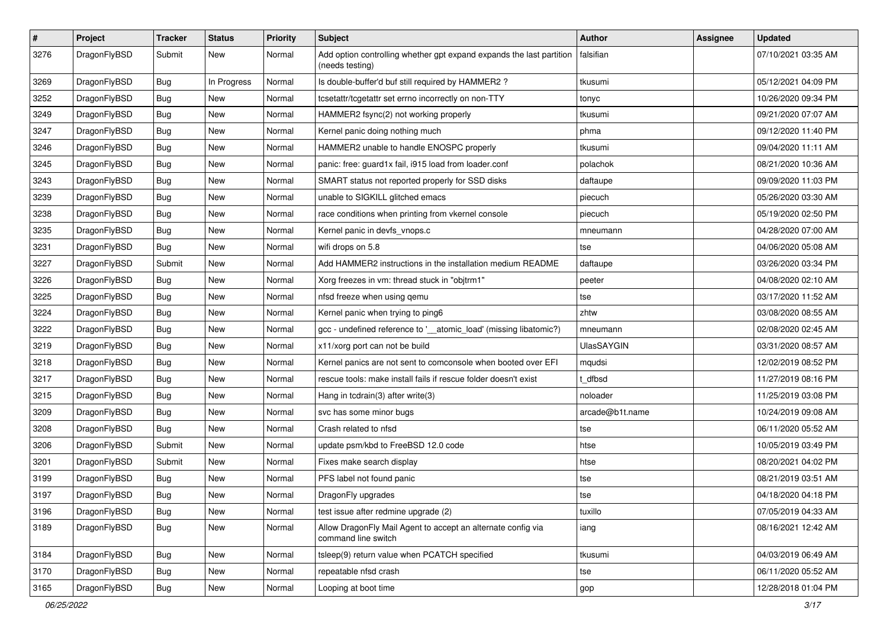| # | Project | Tracker | Status | Priority | Subject | Author | Assignee | Updated |
|---|---|---|---|---|---|---|---|---|
| 3276 | DragonFlyBSD | Submit | New | Normal | Add option controlling whether gpt expand expands the last partition (needs testing) | falsifian | | 07/10/2021 03:35 AM |
| 3269 | DragonFlyBSD | Bug | In Progress | Normal | Is double-buffer'd buf still required by HAMMER2 ? | tkusumi | | 05/12/2021 04:09 PM |
| 3252 | DragonFlyBSD | Bug | New | Normal | tcsetattr/tcgetattr set errno incorrectly on non-TTY | tonyc | | 10/26/2020 09:34 PM |
| 3249 | DragonFlyBSD | Bug | New | Normal | HAMMER2 fsync(2) not working properly | tkusumi | | 09/21/2020 07:07 AM |
| 3247 | DragonFlyBSD | Bug | New | Normal | Kernel panic doing nothing much | phma | | 09/12/2020 11:40 PM |
| 3246 | DragonFlyBSD | Bug | New | Normal | HAMMER2 unable to handle ENOSPC properly | tkusumi | | 09/04/2020 11:11 AM |
| 3245 | DragonFlyBSD | Bug | New | Normal | panic: free: guard1x fail, i915 load from loader.conf | polachok | | 08/21/2020 10:36 AM |
| 3243 | DragonFlyBSD | Bug | New | Normal | SMART status not reported properly for SSD disks | daftaupe | | 09/09/2020 11:03 PM |
| 3239 | DragonFlyBSD | Bug | New | Normal | unable to SIGKILL glitched emacs | piecuch | | 05/26/2020 03:30 AM |
| 3238 | DragonFlyBSD | Bug | New | Normal | race conditions when printing from vkernel console | piecuch | | 05/19/2020 02:50 PM |
| 3235 | DragonFlyBSD | Bug | New | Normal | Kernel panic in devfs_vnops.c | mneumann | | 04/28/2020 07:00 AM |
| 3231 | DragonFlyBSD | Bug | New | Normal | wifi drops on 5.8 | tse | | 04/06/2020 05:08 AM |
| 3227 | DragonFlyBSD | Submit | New | Normal | Add HAMMER2 instructions in the installation medium README | daftaupe | | 03/26/2020 03:34 PM |
| 3226 | DragonFlyBSD | Bug | New | Normal | Xorg freezes in vm: thread stuck in "objtrm1" | peeter | | 04/08/2020 02:10 AM |
| 3225 | DragonFlyBSD | Bug | New | Normal | nfsd freeze when using qemu | tse | | 03/17/2020 11:52 AM |
| 3224 | DragonFlyBSD | Bug | New | Normal | Kernel panic when trying to ping6 | zhtw | | 03/08/2020 08:55 AM |
| 3222 | DragonFlyBSD | Bug | New | Normal | gcc - undefined reference to '__atomic_load' (missing libatomic?) | mneumann | | 02/08/2020 02:45 AM |
| 3219 | DragonFlyBSD | Bug | New | Normal | x11/xorg port can not be build | UlasSAYGIN | | 03/31/2020 08:57 AM |
| 3218 | DragonFlyBSD | Bug | New | Normal | Kernel panics are not sent to comconsole when booted over EFI | mqudsi | | 12/02/2019 08:52 PM |
| 3217 | DragonFlyBSD | Bug | New | Normal | rescue tools: make install fails if rescue folder doesn't exist | t_dfbsd | | 11/27/2019 08:16 PM |
| 3215 | DragonFlyBSD | Bug | New | Normal | Hang in tcdrain(3) after write(3) | noloader | | 11/25/2019 03:08 PM |
| 3209 | DragonFlyBSD | Bug | New | Normal | svc has some minor bugs | arcade@b1t.name | | 10/24/2019 09:08 AM |
| 3208 | DragonFlyBSD | Bug | New | Normal | Crash related to nfsd | tse | | 06/11/2020 05:52 AM |
| 3206 | DragonFlyBSD | Submit | New | Normal | update psm/kbd to FreeBSD 12.0 code | htse | | 10/05/2019 03:49 PM |
| 3201 | DragonFlyBSD | Submit | New | Normal | Fixes make search display | htse | | 08/20/2021 04:02 PM |
| 3199 | DragonFlyBSD | Bug | New | Normal | PFS label not found panic | tse | | 08/21/2019 03:51 AM |
| 3197 | DragonFlyBSD | Bug | New | Normal | DragonFly upgrades | tse | | 04/18/2020 04:18 PM |
| 3196 | DragonFlyBSD | Bug | New | Normal | test issue after redmine upgrade (2) | tuxillo | | 07/05/2019 04:33 AM |
| 3189 | DragonFlyBSD | Bug | New | Normal | Allow DragonFly Mail Agent to accept an alternate config via command line switch | iang | | 08/16/2021 12:42 AM |
| 3184 | DragonFlyBSD | Bug | New | Normal | tsleep(9) return value when PCATCH specified | tkusumi | | 04/03/2019 06:49 AM |
| 3170 | DragonFlyBSD | Bug | New | Normal | repeatable nfsd crash | tse | | 06/11/2020 05:52 AM |
| 3165 | DragonFlyBSD | Bug | New | Normal | Looping at boot time | gop | | 12/28/2018 01:04 PM |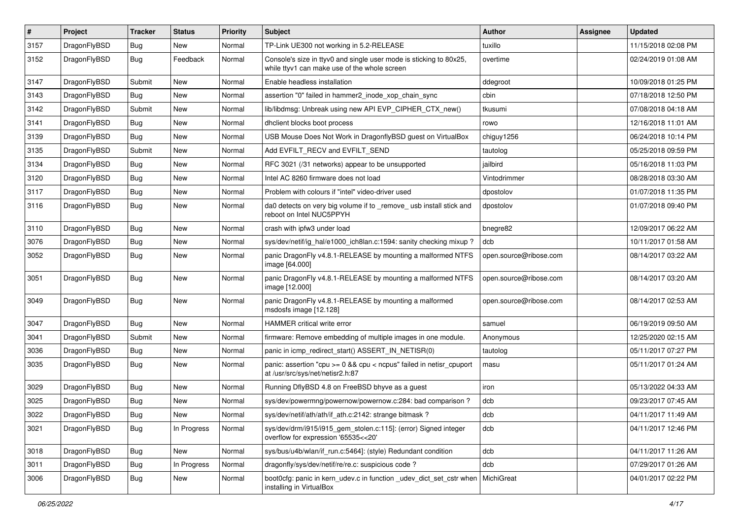| # | Project | Tracker | Status | Priority | Subject | Author | Assignee | Updated |
|---|---|---|---|---|---|---|---|---|
| 3157 | DragonFlyBSD | Bug | New | Normal | TP-Link UE300 not working in 5.2-RELEASE | tuxillo | | 11/15/2018 02:08 PM |
| 3152 | DragonFlyBSD | Bug | Feedback | Normal | Console's size in ttyv0 and single user mode is sticking to 80x25, while ttyv1 can make use of the whole screen | overtime | | 02/24/2019 01:08 AM |
| 3147 | DragonFlyBSD | Submit | New | Normal | Enable headless installation | ddegroot | | 10/09/2018 01:25 PM |
| 3143 | DragonFlyBSD | Bug | New | Normal | assertion "0" failed in hammer2_inode_xop_chain_sync | cbin | | 07/18/2018 12:50 PM |
| 3142 | DragonFlyBSD | Submit | New | Normal | lib/libdmsg: Unbreak using new API EVP_CIPHER_CTX_new() | tkusumi | | 07/08/2018 04:18 AM |
| 3141 | DragonFlyBSD | Bug | New | Normal | dhclient blocks boot process | rowo | | 12/16/2018 11:01 AM |
| 3139 | DragonFlyBSD | Bug | New | Normal | USB Mouse Does Not Work in DragonflyBSD guest on VirtualBox | chiguy1256 | | 06/24/2018 10:14 PM |
| 3135 | DragonFlyBSD | Submit | New | Normal | Add EVFILT_RECV and EVFILT_SEND | tautolog | | 05/25/2018 09:59 PM |
| 3134 | DragonFlyBSD | Bug | New | Normal | RFC 3021 (/31 networks) appear to be unsupported | jailbird | | 05/16/2018 11:03 PM |
| 3120 | DragonFlyBSD | Bug | New | Normal | Intel AC 8260 firmware does not load | Vintodrimmer | | 08/28/2018 03:30 AM |
| 3117 | DragonFlyBSD | Bug | New | Normal | Problem with colours if "intel" video-driver used | dpostolov | | 01/07/2018 11:35 PM |
| 3116 | DragonFlyBSD | Bug | New | Normal | da0 detects on very big volume if to _remove_ usb install stick and reboot on Intel NUC5PPYH | dpostolov | | 01/07/2018 09:40 PM |
| 3110 | DragonFlyBSD | Bug | New | Normal | crash with ipfw3 under load | bnegre82 | | 12/09/2017 06:22 AM |
| 3076 | DragonFlyBSD | Bug | New | Normal | sys/dev/netif/ig_hal/e1000_ich8lan.c:1594: sanity checking mixup ? | dcb | | 10/11/2017 01:58 AM |
| 3052 | DragonFlyBSD | Bug | New | Normal | panic DragonFly v4.8.1-RELEASE by mounting a malformed NTFS image [64.000] | open.source@ribose.com | | 08/14/2017 03:22 AM |
| 3051 | DragonFlyBSD | Bug | New | Normal | panic DragonFly v4.8.1-RELEASE by mounting a malformed NTFS image [12.000] | open.source@ribose.com | | 08/14/2017 03:20 AM |
| 3049 | DragonFlyBSD | Bug | New | Normal | panic DragonFly v4.8.1-RELEASE by mounting a malformed msdosfs image [12.128] | open.source@ribose.com | | 08/14/2017 02:53 AM |
| 3047 | DragonFlyBSD | Bug | New | Normal | HAMMER critical write error | samuel | | 06/19/2019 09:50 AM |
| 3041 | DragonFlyBSD | Submit | New | Normal | firmware: Remove embedding of multiple images in one module. | Anonymous | | 12/25/2020 02:15 AM |
| 3036 | DragonFlyBSD | Bug | New | Normal | panic in icmp_redirect_start() ASSERT_IN_NETISR(0) | tautolog | | 05/11/2017 07:27 PM |
| 3035 | DragonFlyBSD | Bug | New | Normal | panic: assertion "cpu >= 0 && cpu < ncpus" failed in netisr_cpuport at /usr/src/sys/net/netisr2.h:87 | masu | | 05/11/2017 01:24 AM |
| 3029 | DragonFlyBSD | Bug | New | Normal | Running DflyBSD 4.8 on FreeBSD bhyve as a guest | iron | | 05/13/2022 04:33 AM |
| 3025 | DragonFlyBSD | Bug | New | Normal | sys/dev/powermng/powernow/powernow.c:284: bad comparison ? | dcb | | 09/23/2017 07:45 AM |
| 3022 | DragonFlyBSD | Bug | New | Normal | sys/dev/netif/ath/ath/if_ath.c:2142: strange bitmask ? | dcb | | 04/11/2017 11:49 AM |
| 3021 | DragonFlyBSD | Bug | In Progress | Normal | sys/dev/drm/i915/i915_gem_stolen.c:115]: (error) Signed integer overflow for expression '65535<<20' | dcb | | 04/11/2017 12:46 PM |
| 3018 | DragonFlyBSD | Bug | New | Normal | sys/bus/u4b/wlan/if_run.c:5464]: (style) Redundant condition | dcb | | 04/11/2017 11:26 AM |
| 3011 | DragonFlyBSD | Bug | In Progress | Normal | dragonfly/sys/dev/netif/re/re.c: suspicious code ? | dcb | | 07/29/2017 01:26 AM |
| 3006 | DragonFlyBSD | Bug | New | Normal | boot0cfg: panic in kern_udev.c in function _udev_dict_set_cstr when installing in VirtualBox | MichiGreat | | 04/01/2017 02:22 PM |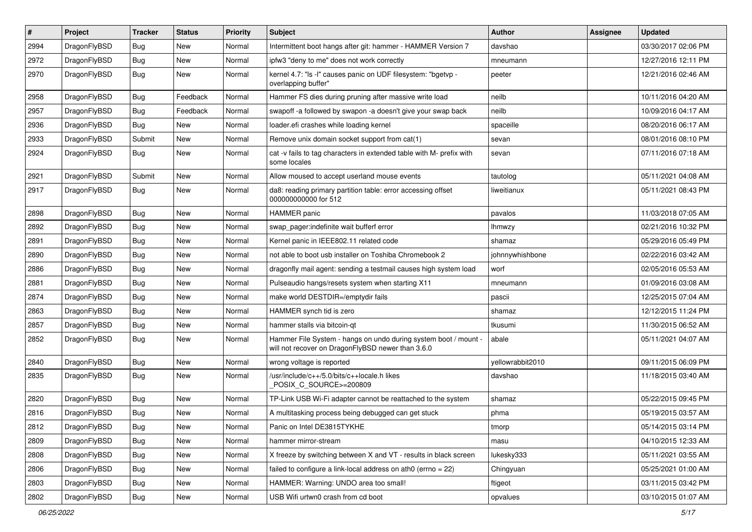| # | Project | Tracker | Status | Priority | Subject | Author | Assignee | Updated |
|---|---|---|---|---|---|---|---|---|
| 2994 | DragonFlyBSD | Bug | New | Normal | Intermittent boot hangs after git: hammer - HAMMER Version 7 | davshao | | 03/30/2017 02:06 PM |
| 2972 | DragonFlyBSD | Bug | New | Normal | ipfw3 "deny to me" does not work correctly | mneumann | | 12/27/2016 12:11 PM |
| 2970 | DragonFlyBSD | Bug | New | Normal | kernel 4.7: "ls -l" causes panic on UDF filesystem: "bgetvp - overlapping buffer" | peeter | | 12/21/2016 02:46 AM |
| 2958 | DragonFlyBSD | Bug | Feedback | Normal | Hammer FS dies during pruning after massive write load | neilb | | 10/11/2016 04:20 AM |
| 2957 | DragonFlyBSD | Bug | Feedback | Normal | swapoff -a followed by swapon -a doesn't give your swap back | neilb | | 10/09/2016 04:17 AM |
| 2936 | DragonFlyBSD | Bug | New | Normal | loader.efi crashes while loading kernel | spaceille | | 08/20/2016 06:17 AM |
| 2933 | DragonFlyBSD | Submit | New | Normal | Remove unix domain socket support from cat(1) | sevan | | 08/01/2016 08:10 PM |
| 2924 | DragonFlyBSD | Bug | New | Normal | cat -v fails to tag characters in extended table with M- prefix with some locales | sevan | | 07/11/2016 07:18 AM |
| 2921 | DragonFlyBSD | Submit | New | Normal | Allow moused to accept userland mouse events | tautolog | | 05/11/2021 04:08 AM |
| 2917 | DragonFlyBSD | Bug | New | Normal | da8: reading primary partition table: error accessing offset 000000000000 for 512 | liweitianux | | 05/11/2021 08:43 PM |
| 2898 | DragonFlyBSD | Bug | New | Normal | HAMMER panic | pavalos | | 11/03/2018 07:05 AM |
| 2892 | DragonFlyBSD | Bug | New | Normal | swap_pager:indefinite wait bufferf error | lhmwzy | | 02/21/2016 10:32 PM |
| 2891 | DragonFlyBSD | Bug | New | Normal | Kernel panic in IEEE802.11 related code | shamaz | | 05/29/2016 05:49 PM |
| 2890 | DragonFlyBSD | Bug | New | Normal | not able to boot usb installer on Toshiba Chromebook 2 | johnnywhishbone | | 02/22/2016 03:42 AM |
| 2886 | DragonFlyBSD | Bug | New | Normal | dragonfly mail agent: sending a testmail causes high system load | worf | | 02/05/2016 05:53 AM |
| 2881 | DragonFlyBSD | Bug | New | Normal | Pulseaudio hangs/resets system when starting X11 | mneumann | | 01/09/2016 03:08 AM |
| 2874 | DragonFlyBSD | Bug | New | Normal | make world DESTDIR=/emptydir fails | pascii | | 12/25/2015 07:04 AM |
| 2863 | DragonFlyBSD | Bug | New | Normal | HAMMER synch tid is zero | shamaz | | 12/12/2015 11:24 PM |
| 2857 | DragonFlyBSD | Bug | New | Normal | hammer stalls via bitcoin-qt | tkusumi | | 11/30/2015 06:52 AM |
| 2852 | DragonFlyBSD | Bug | New | Normal | Hammer File System - hangs on undo during system boot / mount - will not recover on DragonFlyBSD newer than 3.6.0 | abale | | 05/11/2021 04:07 AM |
| 2840 | DragonFlyBSD | Bug | New | Normal | wrong voltage is reported | yellowrabbit2010 | | 09/11/2015 06:09 PM |
| 2835 | DragonFlyBSD | Bug | New | Normal | /usr/include/c++/5.0/bits/c++locale.h likes _POSIX_C_SOURCE>=200809 | davshao | | 11/18/2015 03:40 AM |
| 2820 | DragonFlyBSD | Bug | New | Normal | TP-Link USB Wi-Fi adapter cannot be reattached to the system | shamaz | | 05/22/2015 09:45 PM |
| 2816 | DragonFlyBSD | Bug | New | Normal | A multitasking process being debugged can get stuck | phma | | 05/19/2015 03:57 AM |
| 2812 | DragonFlyBSD | Bug | New | Normal | Panic on Intel DE3815TYKHE | tmorp | | 05/14/2015 03:14 PM |
| 2809 | DragonFlyBSD | Bug | New | Normal | hammer mirror-stream | masu | | 04/10/2015 12:33 AM |
| 2808 | DragonFlyBSD | Bug | New | Normal | X freeze by switching between X and VT - results in black screen | lukesky333 | | 05/11/2021 03:55 AM |
| 2806 | DragonFlyBSD | Bug | New | Normal | failed to configure a link-local address on ath0 (errno = 22) | Chingyuan | | 05/25/2021 01:00 AM |
| 2803 | DragonFlyBSD | Bug | New | Normal | HAMMER: Warning: UNDO area too small! | ftigeot | | 03/11/2015 03:42 PM |
| 2802 | DragonFlyBSD | Bug | New | Normal | USB Wifi urtwn0 crash from cd boot | opvalues | | 03/10/2015 01:07 AM |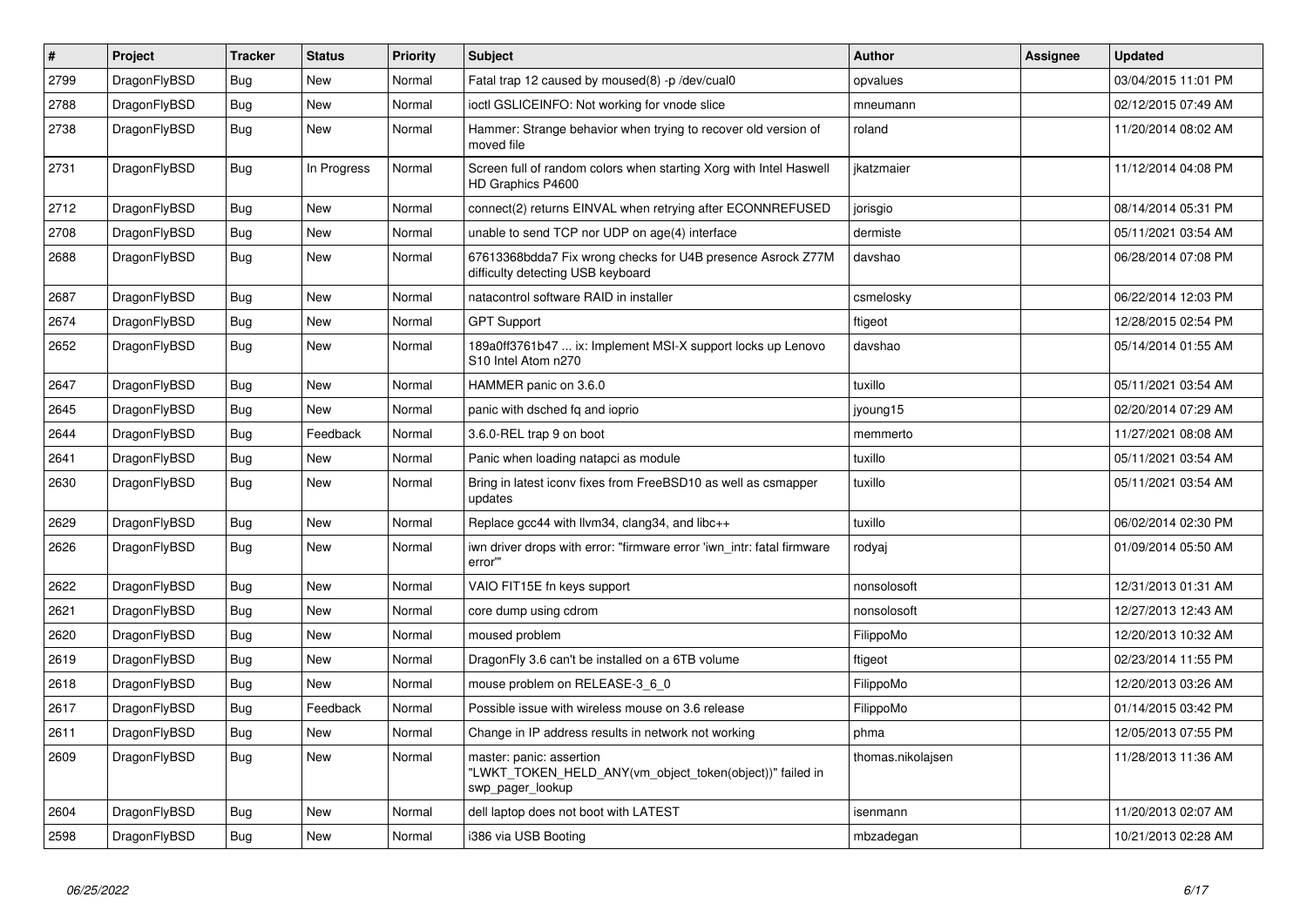| # | Project | Tracker | Status | Priority | Subject | Author | Assignee | Updated |
|---|---|---|---|---|---|---|---|---|
| 2799 | DragonFlyBSD | Bug | New | Normal | Fatal trap 12 caused by moused(8) -p /dev/cual0 | opvalues | | 03/04/2015 11:01 PM |
| 2788 | DragonFlyBSD | Bug | New | Normal | ioctl GSLICEINFO: Not working for vnode slice | mneumann | | 02/12/2015 07:49 AM |
| 2738 | DragonFlyBSD | Bug | New | Normal | Hammer: Strange behavior when trying to recover old version of moved file | roland | | 11/20/2014 08:02 AM |
| 2731 | DragonFlyBSD | Bug | In Progress | Normal | Screen full of random colors when starting Xorg with Intel Haswell HD Graphics P4600 | jkatzmaier | | 11/12/2014 04:08 PM |
| 2712 | DragonFlyBSD | Bug | New | Normal | connect(2) returns EINVAL when retrying after ECONNREFUSED | jorisgio | | 08/14/2014 05:31 PM |
| 2708 | DragonFlyBSD | Bug | New | Normal | unable to send TCP nor UDP on age(4) interface | dermiste | | 05/11/2021 03:54 AM |
| 2688 | DragonFlyBSD | Bug | New | Normal | 67613368bdda7 Fix wrong checks for U4B presence Asrock Z77M difficulty detecting USB keyboard | davshao | | 06/28/2014 07:08 PM |
| 2687 | DragonFlyBSD | Bug | New | Normal | natacontrol software RAID in installer | csmelosky | | 06/22/2014 12:03 PM |
| 2674 | DragonFlyBSD | Bug | New | Normal | GPT Support | ftigeot | | 12/28/2015 02:54 PM |
| 2652 | DragonFlyBSD | Bug | New | Normal | 189a0ff3761b47 ... ix: Implement MSI-X support locks up Lenovo S10 Intel Atom n270 | davshao | | 05/14/2014 01:55 AM |
| 2647 | DragonFlyBSD | Bug | New | Normal | HAMMER panic on 3.6.0 | tuxillo | | 05/11/2021 03:54 AM |
| 2645 | DragonFlyBSD | Bug | New | Normal | panic with dsched fq and ioprio | jyoung15 | | 02/20/2014 07:29 AM |
| 2644 | DragonFlyBSD | Bug | Feedback | Normal | 3.6.0-REL trap 9 on boot | memmerto | | 11/27/2021 08:08 AM |
| 2641 | DragonFlyBSD | Bug | New | Normal | Panic when loading natapci as module | tuxillo | | 05/11/2021 03:54 AM |
| 2630 | DragonFlyBSD | Bug | New | Normal | Bring in latest iconv fixes from FreeBSD10 as well as csmapper updates | tuxillo | | 05/11/2021 03:54 AM |
| 2629 | DragonFlyBSD | Bug | New | Normal | Replace gcc44 with llvm34, clang34, and libc++ | tuxillo | | 06/02/2014 02:30 PM |
| 2626 | DragonFlyBSD | Bug | New | Normal | iwn driver drops with error: "firmware error 'iwn_intr: fatal firmware error'" | rodyaj | | 01/09/2014 05:50 AM |
| 2622 | DragonFlyBSD | Bug | New | Normal | VAIO FIT15E fn keys support | nonsolosoft | | 12/31/2013 01:31 AM |
| 2621 | DragonFlyBSD | Bug | New | Normal | core dump using cdrom | nonsolosoft | | 12/27/2013 12:43 AM |
| 2620 | DragonFlyBSD | Bug | New | Normal | moused problem | FilippoMo | | 12/20/2013 10:32 AM |
| 2619 | DragonFlyBSD | Bug | New | Normal | DragonFly 3.6 can't be installed on a 6TB volume | ftigeot | | 02/23/2014 11:55 PM |
| 2618 | DragonFlyBSD | Bug | New | Normal | mouse problem on RELEASE-3_6_0 | FilippoMo | | 12/20/2013 03:26 AM |
| 2617 | DragonFlyBSD | Bug | Feedback | Normal | Possible issue with wireless mouse on 3.6 release | FilippoMo | | 01/14/2015 03:42 PM |
| 2611 | DragonFlyBSD | Bug | New | Normal | Change in IP address results in network not working | phma | | 12/05/2013 07:55 PM |
| 2609 | DragonFlyBSD | Bug | New | Normal | master: panic: assertion "LWKT_TOKEN_HELD_ANY(vm_object_token(object))" failed in swp_pager_lookup | thomas.nikolajsen | | 11/28/2013 11:36 AM |
| 2604 | DragonFlyBSD | Bug | New | Normal | dell laptop does not boot with LATEST | isenmann | | 11/20/2013 02:07 AM |
| 2598 | DragonFlyBSD | Bug | New | Normal | i386 via USB Booting | mbzadegan | | 10/21/2013 02:28 AM |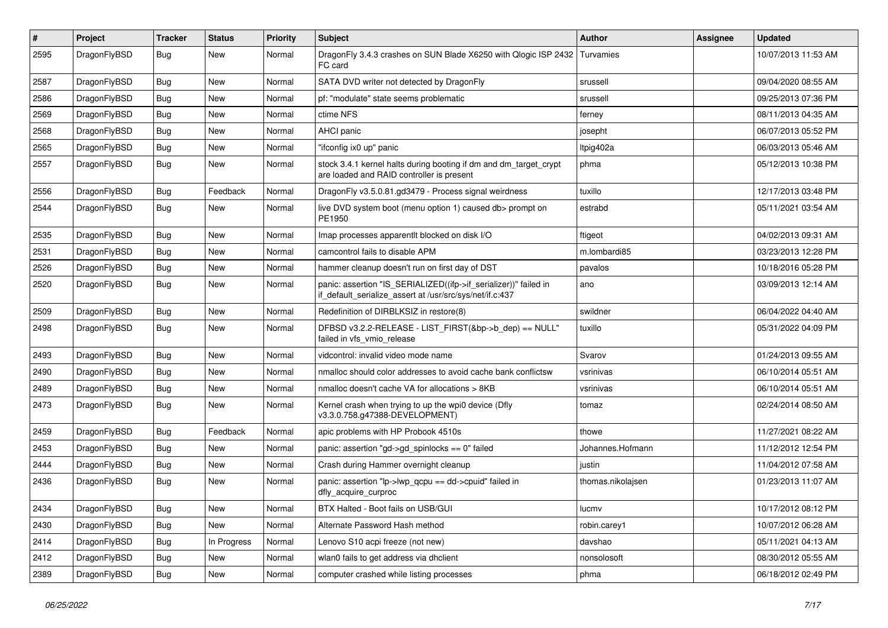| # | Project | Tracker | Status | Priority | Subject | Author | Assignee | Updated |
|---|---|---|---|---|---|---|---|---|
| 2595 | DragonFlyBSD | Bug | New | Normal | DragonFly 3.4.3 crashes on SUN Blade X6250 with Qlogic ISP 2432 FC card | Turvamies | | 10/07/2013 11:53 AM |
| 2587 | DragonFlyBSD | Bug | New | Normal | SATA DVD writer not detected by DragonFly | srussell | | 09/04/2020 08:55 AM |
| 2586 | DragonFlyBSD | Bug | New | Normal | pf: "modulate" state seems problematic | srussell | | 09/25/2013 07:36 PM |
| 2569 | DragonFlyBSD | Bug | New | Normal | ctime NFS | ferney | | 08/11/2013 04:35 AM |
| 2568 | DragonFlyBSD | Bug | New | Normal | AHCI panic | josepht | | 06/07/2013 05:52 PM |
| 2565 | DragonFlyBSD | Bug | New | Normal | "ifconfig ix0 up" panic | ltpig402a | | 06/03/2013 05:46 AM |
| 2557 | DragonFlyBSD | Bug | New | Normal | stock 3.4.1 kernel halts during booting if dm and dm_target_crypt are loaded and RAID controller is present | phma | | 05/12/2013 10:38 PM |
| 2556 | DragonFlyBSD | Bug | Feedback | Normal | DragonFly v3.5.0.81.gd3479 - Process signal weirdness | tuxillo | | 12/17/2013 03:48 PM |
| 2544 | DragonFlyBSD | Bug | New | Normal | live DVD system boot (menu option 1) caused db> prompt on PE1950 | estrabd | | 05/11/2021 03:54 AM |
| 2535 | DragonFlyBSD | Bug | New | Normal | Imap processes apparentlt blocked on disk I/O | ftigeot | | 04/02/2013 09:31 AM |
| 2531 | DragonFlyBSD | Bug | New | Normal | camcontrol fails to disable APM | m.lombardi85 | | 03/23/2013 12:28 PM |
| 2526 | DragonFlyBSD | Bug | New | Normal | hammer cleanup doesn't run on first day of DST | pavalos | | 10/18/2016 05:28 PM |
| 2520 | DragonFlyBSD | Bug | New | Normal | panic: assertion "IS_SERIALIZED((ifp->if_serializer))" failed in if_default_serialize_assert at /usr/src/sys/net/if.c:437 | ano | | 03/09/2013 12:14 AM |
| 2509 | DragonFlyBSD | Bug | New | Normal | Redefinition of DIRBLKSIZ in restore(8) | swildner | | 06/04/2022 04:40 AM |
| 2498 | DragonFlyBSD | Bug | New | Normal | DFBSD v3.2.2-RELEASE - LIST_FIRST(&bp->b_dep) == NULL" failed in vfs_vmio_release | tuxillo | | 05/31/2022 04:09 PM |
| 2493 | DragonFlyBSD | Bug | New | Normal | vidcontrol: invalid video mode name | Svarov | | 01/24/2013 09:55 AM |
| 2490 | DragonFlyBSD | Bug | New | Normal | nmalloc should color addresses to avoid cache bank conflictsw | vsrinivas | | 06/10/2014 05:51 AM |
| 2489 | DragonFlyBSD | Bug | New | Normal | nmalloc doesn't cache VA for allocations > 8KB | vsrinivas | | 06/10/2014 05:51 AM |
| 2473 | DragonFlyBSD | Bug | New | Normal | Kernel crash when trying to up the wpi0 device (Dfly v3.3.0.758.g47388-DEVELOPMENT) | tomaz | | 02/24/2014 08:50 AM |
| 2459 | DragonFlyBSD | Bug | Feedback | Normal | apic problems with HP Probook 4510s | thowe | | 11/27/2021 08:22 AM |
| 2453 | DragonFlyBSD | Bug | New | Normal | panic: assertion "gd->gd_spinlocks == 0" failed | Johannes.Hofmann | | 11/12/2012 12:54 PM |
| 2444 | DragonFlyBSD | Bug | New | Normal | Crash during Hammer overnight cleanup | justin | | 11/04/2012 07:58 AM |
| 2436 | DragonFlyBSD | Bug | New | Normal | panic: assertion "lp->lwp_qcpu == dd->cpuid" failed in dfly_acquire_curproc | thomas.nikolajsen | | 01/23/2013 11:07 AM |
| 2434 | DragonFlyBSD | Bug | New | Normal | BTX Halted - Boot fails on USB/GUI | lucmv | | 10/17/2012 08:12 PM |
| 2430 | DragonFlyBSD | Bug | New | Normal | Alternate Password Hash method | robin.carey1 | | 10/07/2012 06:28 AM |
| 2414 | DragonFlyBSD | Bug | In Progress | Normal | Lenovo S10 acpi freeze (not new) | davshao | | 05/11/2021 04:13 AM |
| 2412 | DragonFlyBSD | Bug | New | Normal | wlan0 fails to get address via dhclient | nonsolosoft | | 08/30/2012 05:55 AM |
| 2389 | DragonFlyBSD | Bug | New | Normal | computer crashed while listing processes | phma | | 06/18/2012 02:49 PM |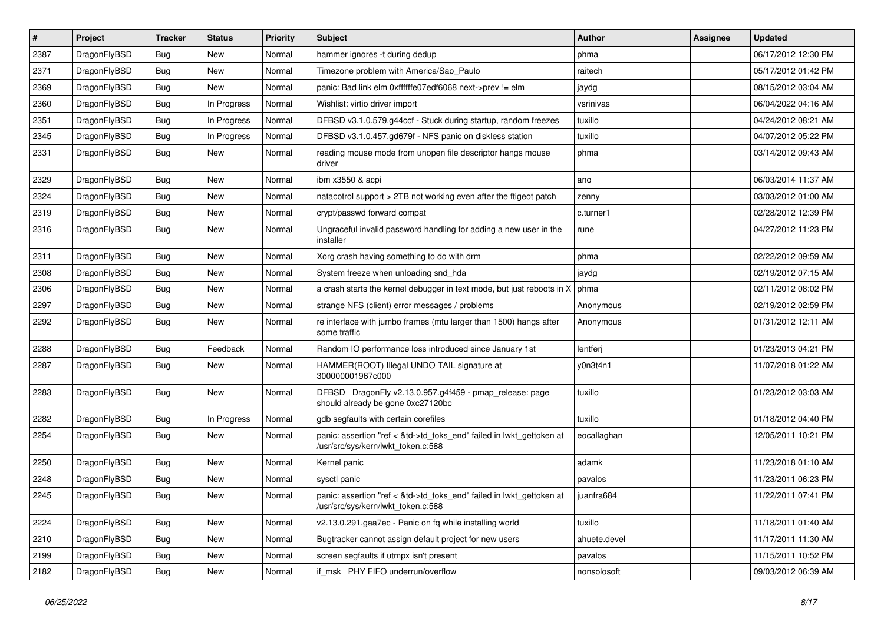| # | Project | Tracker | Status | Priority | Subject | Author | Assignee | Updated |
|---|---|---|---|---|---|---|---|---|
| 2387 | DragonFlyBSD | Bug | New | Normal | hammer ignores -t during dedup | phma | | 06/17/2012 12:30 PM |
| 2371 | DragonFlyBSD | Bug | New | Normal | Timezone problem with America/Sao_Paulo | raitech | | 05/17/2012 01:42 PM |
| 2369 | DragonFlyBSD | Bug | New | Normal | panic: Bad link elm 0xffffffe07edf6068 next->prev != elm | jaydg | | 08/15/2012 03:04 AM |
| 2360 | DragonFlyBSD | Bug | In Progress | Normal | Wishlist: virtio driver import | vsrinivas | | 06/04/2022 04:16 AM |
| 2351 | DragonFlyBSD | Bug | In Progress | Normal | DFBSD v3.1.0.579.g44ccf - Stuck during startup, random freezes | tuxillo | | 04/24/2012 08:21 AM |
| 2345 | DragonFlyBSD | Bug | In Progress | Normal | DFBSD v3.1.0.457.gd679f - NFS panic on diskless station | tuxillo | | 04/07/2012 05:22 PM |
| 2331 | DragonFlyBSD | Bug | New | Normal | reading mouse mode from unopen file descriptor hangs mouse driver | phma | | 03/14/2012 09:43 AM |
| 2329 | DragonFlyBSD | Bug | New | Normal | ibm x3550 & acpi | ano | | 06/03/2014 11:37 AM |
| 2324 | DragonFlyBSD | Bug | New | Normal | natacotrol support > 2TB not working even after the ftigeot patch | zenny | | 03/03/2012 01:00 AM |
| 2319 | DragonFlyBSD | Bug | New | Normal | crypt/passwd forward compat | c.turner1 | | 02/28/2012 12:39 PM |
| 2316 | DragonFlyBSD | Bug | New | Normal | Ungraceful invalid password handling for adding a new user in the installer | rune | | 04/27/2012 11:23 PM |
| 2311 | DragonFlyBSD | Bug | New | Normal | Xorg crash having something to do with drm | phma | | 02/22/2012 09:59 AM |
| 2308 | DragonFlyBSD | Bug | New | Normal | System freeze when unloading snd_hda | jaydg | | 02/19/2012 07:15 AM |
| 2306 | DragonFlyBSD | Bug | New | Normal | a crash starts the kernel debugger in text mode, but just reboots in X | phma | | 02/11/2012 08:02 PM |
| 2297 | DragonFlyBSD | Bug | New | Normal | strange NFS (client) error messages / problems | Anonymous | | 02/19/2012 02:59 PM |
| 2292 | DragonFlyBSD | Bug | New | Normal | re interface with jumbo frames (mtu larger than 1500) hangs after some traffic | Anonymous | | 01/31/2012 12:11 AM |
| 2288 | DragonFlyBSD | Bug | Feedback | Normal | Random IO performance loss introduced since January 1st | lentferj | | 01/23/2013 04:21 PM |
| 2287 | DragonFlyBSD | Bug | New | Normal | HAMMER(ROOT) Illegal UNDO TAIL signature at 300000001967c000 | y0n3t4n1 | | 11/07/2018 01:22 AM |
| 2283 | DragonFlyBSD | Bug | New | Normal | DFBSD DragonFly v2.13.0.957.g4f459 - pmap_release: page should already be gone 0xc27120bc | tuxillo | | 01/23/2012 03:03 AM |
| 2282 | DragonFlyBSD | Bug | In Progress | Normal | gdb segfaults with certain corefiles | tuxillo | | 01/18/2012 04:40 PM |
| 2254 | DragonFlyBSD | Bug | New | Normal | panic: assertion "ref < &td->td_toks_end" failed in lwkt_gettoken at /usr/src/sys/kern/lwkt_token.c:588 | eocallaghan | | 12/05/2011 10:21 PM |
| 2250 | DragonFlyBSD | Bug | New | Normal | Kernel panic | adamk | | 11/23/2018 01:10 AM |
| 2248 | DragonFlyBSD | Bug | New | Normal | sysctl panic | pavalos | | 11/23/2011 06:23 PM |
| 2245 | DragonFlyBSD | Bug | New | Normal | panic: assertion "ref < &td->td_toks_end" failed in lwkt_gettoken at /usr/src/sys/kern/lwkt_token.c:588 | juanfra684 | | 11/22/2011 07:41 PM |
| 2224 | DragonFlyBSD | Bug | New | Normal | v2.13.0.291.gaa7ec - Panic on fq while installing world | tuxillo | | 11/18/2011 01:40 AM |
| 2210 | DragonFlyBSD | Bug | New | Normal | Bugtracker cannot assign default project for new users | ahuete.devel | | 11/17/2011 11:30 AM |
| 2199 | DragonFlyBSD | Bug | New | Normal | screen segfaults if utmpx isn't present | pavalos | | 11/15/2011 10:52 PM |
| 2182 | DragonFlyBSD | Bug | New | Normal | if_msk PHY FIFO underrun/overflow | nonsolosoft | | 09/03/2012 06:39 AM |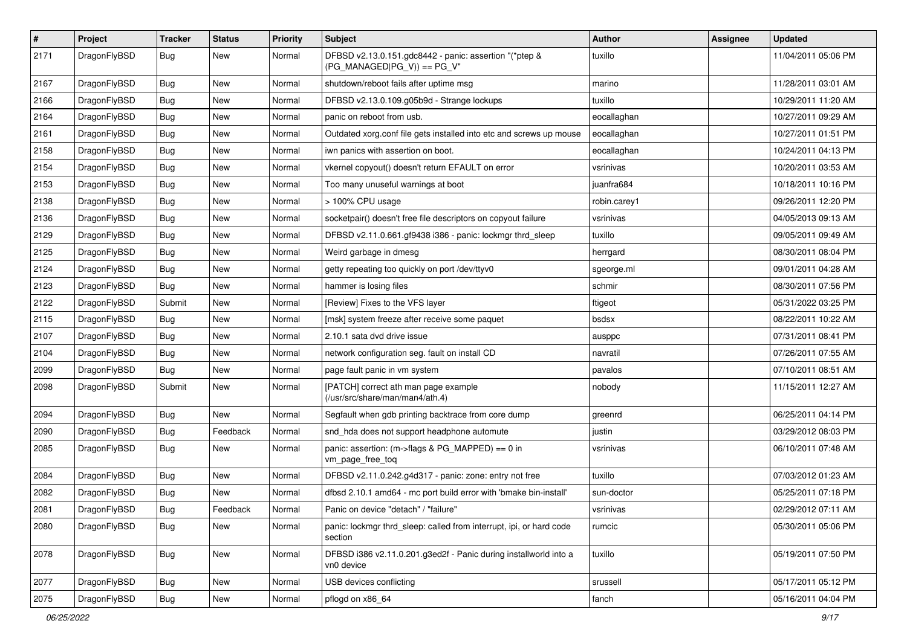| # | Project | Tracker | Status | Priority | Subject | Author | Assignee | Updated |
|---|---|---|---|---|---|---|---|---|
| 2171 | DragonFlyBSD | Bug | New | Normal | DFBSD v2.13.0.151.gdc8442 - panic: assertion "(*ptep & (PG_MANAGED\|PG_V)) == PG_V" | tuxillo | | 11/04/2011 05:06 PM |
| 2167 | DragonFlyBSD | Bug | New | Normal | shutdown/reboot fails after uptime msg | marino | | 11/28/2011 03:01 AM |
| 2166 | DragonFlyBSD | Bug | New | Normal | DFBSD v2.13.0.109.g05b9d - Strange lockups | tuxillo | | 10/29/2011 11:20 AM |
| 2164 | DragonFlyBSD | Bug | New | Normal | panic on reboot from usb. | eocallaghan | | 10/27/2011 09:29 AM |
| 2161 | DragonFlyBSD | Bug | New | Normal | Outdated xorg.conf file gets installed into etc and screws up mouse | eocallaghan | | 10/27/2011 01:51 PM |
| 2158 | DragonFlyBSD | Bug | New | Normal | iwn panics with assertion on boot. | eocallaghan | | 10/24/2011 04:13 PM |
| 2154 | DragonFlyBSD | Bug | New | Normal | vkernel copyout() doesn't return EFAULT on error | vsrinivas | | 10/20/2011 03:53 AM |
| 2153 | DragonFlyBSD | Bug | New | Normal | Too many unuseful warnings at boot | juanfra684 | | 10/18/2011 10:16 PM |
| 2138 | DragonFlyBSD | Bug | New | Normal | > 100% CPU usage | robin.carey1 | | 09/26/2011 12:20 PM |
| 2136 | DragonFlyBSD | Bug | New | Normal | socketpair() doesn't free file descriptors on copyout failure | vsrinivas | | 04/05/2013 09:13 AM |
| 2129 | DragonFlyBSD | Bug | New | Normal | DFBSD v2.11.0.661.gf9438 i386 - panic: lockmgr thrd_sleep | tuxillo | | 09/05/2011 09:49 AM |
| 2125 | DragonFlyBSD | Bug | New | Normal | Weird garbage in dmesg | herrgard | | 08/30/2011 08:04 PM |
| 2124 | DragonFlyBSD | Bug | New | Normal | getty repeating too quickly on port /dev/ttyv0 | sgeorge.ml | | 09/01/2011 04:28 AM |
| 2123 | DragonFlyBSD | Bug | New | Normal | hammer is losing files | schmir | | 08/30/2011 07:56 PM |
| 2122 | DragonFlyBSD | Submit | New | Normal | [Review] Fixes to the VFS layer | ftigeot | | 05/31/2022 03:25 PM |
| 2115 | DragonFlyBSD | Bug | New | Normal | [msk] system freeze after receive some paquet | bsdsx | | 08/22/2011 10:22 AM |
| 2107 | DragonFlyBSD | Bug | New | Normal | 2.10.1 sata dvd drive issue | ausppc | | 07/31/2011 08:41 PM |
| 2104 | DragonFlyBSD | Bug | New | Normal | network configuration seg. fault on install CD | navratil | | 07/26/2011 07:55 AM |
| 2099 | DragonFlyBSD | Bug | New | Normal | page fault panic in vm system | pavalos | | 07/10/2011 08:51 AM |
| 2098 | DragonFlyBSD | Submit | New | Normal | [PATCH] correct ath man page example (/usr/src/share/man/man4/ath.4) | nobody | | 11/15/2011 12:27 AM |
| 2094 | DragonFlyBSD | Bug | New | Normal | Segfault when gdb printing backtrace from core dump | greenrd | | 06/25/2011 04:14 PM |
| 2090 | DragonFlyBSD | Bug | Feedback | Normal | snd_hda does not support headphone automute | justin | | 03/29/2012 08:03 PM |
| 2085 | DragonFlyBSD | Bug | New | Normal | panic: assertion: (m->flags & PG_MAPPED) == 0 in vm_page_free_toq | vsrinivas | | 06/10/2011 07:48 AM |
| 2084 | DragonFlyBSD | Bug | New | Normal | DFBSD v2.11.0.242.g4d317 - panic: zone: entry not free | tuxillo | | 07/03/2012 01:23 AM |
| 2082 | DragonFlyBSD | Bug | New | Normal | dfbsd 2.10.1 amd64 - mc port build error with 'bmake bin-install' | sun-doctor | | 05/25/2011 07:18 PM |
| 2081 | DragonFlyBSD | Bug | Feedback | Normal | Panic on device "detach" / "failure" | vsrinivas | | 02/29/2012 07:11 AM |
| 2080 | DragonFlyBSD | Bug | New | Normal | panic: lockmgr thrd_sleep: called from interrupt, ipi, or hard code section | rumcic | | 05/30/2011 05:06 PM |
| 2078 | DragonFlyBSD | Bug | New | Normal | DFBSD i386 v2.11.0.201.g3ed2f - Panic during installworld into a vn0 device | tuxillo | | 05/19/2011 07:50 PM |
| 2077 | DragonFlyBSD | Bug | New | Normal | USB devices conflicting | srussell | | 05/17/2011 05:12 PM |
| 2075 | DragonFlyBSD | Bug | New | Normal | pflogd on x86_64 | fanch | | 05/16/2011 04:04 PM |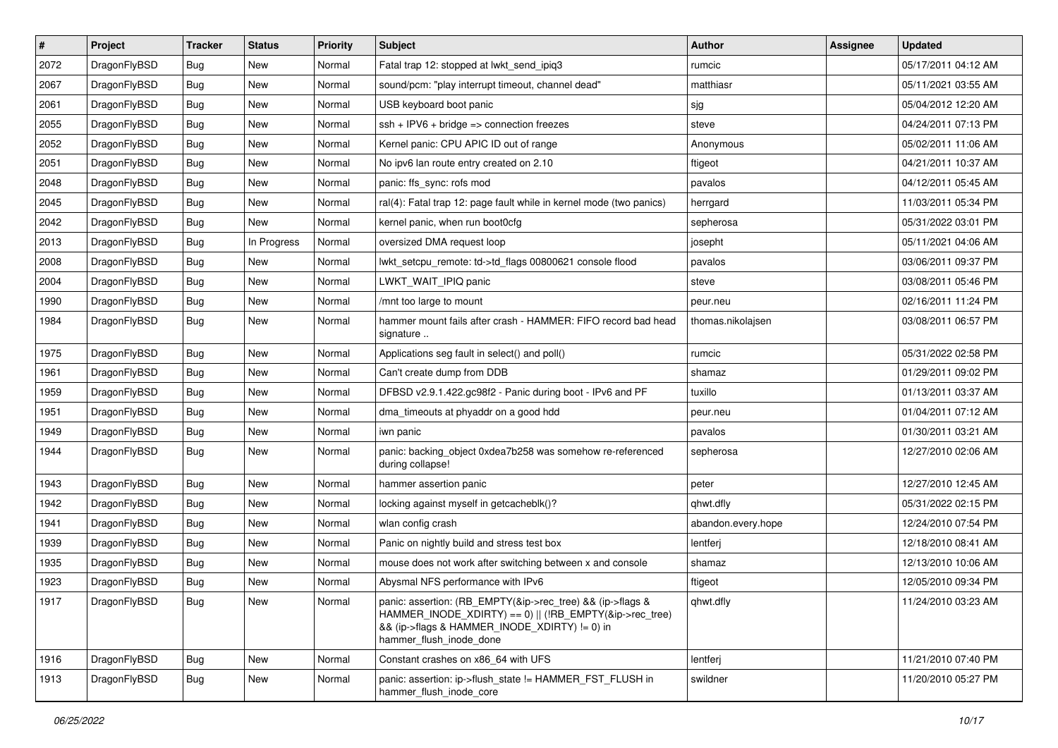| # | Project | Tracker | Status | Priority | Subject | Author | Assignee | Updated |
|---|---|---|---|---|---|---|---|---|
| 2072 | DragonFlyBSD | Bug | New | Normal | Fatal trap 12: stopped at lwkt_send_ipiq3 | rumcic | | 05/17/2011 04:12 AM |
| 2067 | DragonFlyBSD | Bug | New | Normal | sound/pcm: "play interrupt timeout, channel dead" | matthiasr | | 05/11/2021 03:55 AM |
| 2061 | DragonFlyBSD | Bug | New | Normal | USB keyboard boot panic | sjg | | 05/04/2012 12:20 AM |
| 2055 | DragonFlyBSD | Bug | New | Normal | ssh + IPV6 + bridge => connection freezes | steve | | 04/24/2011 07:13 PM |
| 2052 | DragonFlyBSD | Bug | New | Normal | Kernel panic: CPU APIC ID out of range | Anonymous | | 05/02/2011 11:06 AM |
| 2051 | DragonFlyBSD | Bug | New | Normal | No ipv6 lan route entry created on 2.10 | ftigeot | | 04/21/2011 10:37 AM |
| 2048 | DragonFlyBSD | Bug | New | Normal | panic: ffs_sync: rofs mod | pavalos | | 04/12/2011 05:45 AM |
| 2045 | DragonFlyBSD | Bug | New | Normal | ral(4): Fatal trap 12: page fault while in kernel mode (two panics) | herrgard | | 11/03/2011 05:34 PM |
| 2042 | DragonFlyBSD | Bug | New | Normal | kernel panic, when run boot0cfg | sepherosa | | 05/31/2022 03:01 PM |
| 2013 | DragonFlyBSD | Bug | In Progress | Normal | oversized DMA request loop | josepht | | 05/11/2021 04:06 AM |
| 2008 | DragonFlyBSD | Bug | New | Normal | lwkt_setcpu_remote: td->td_flags 00800621 console flood | pavalos | | 03/06/2011 09:37 PM |
| 2004 | DragonFlyBSD | Bug | New | Normal | LWKT_WAIT_IPIQ panic | steve | | 03/08/2011 05:46 PM |
| 1990 | DragonFlyBSD | Bug | New | Normal | /mnt too large to mount | peur.neu | | 02/16/2011 11:24 PM |
| 1984 | DragonFlyBSD | Bug | New | Normal | hammer mount fails after crash - HAMMER: FIFO record bad head signature .. | thomas.nikolajsen | | 03/08/2011 06:57 PM |
| 1975 | DragonFlyBSD | Bug | New | Normal | Applications seg fault in select() and poll() | rumcic | | 05/31/2022 02:58 PM |
| 1961 | DragonFlyBSD | Bug | New | Normal | Can't create dump from DDB | shamaz | | 01/29/2011 09:02 PM |
| 1959 | DragonFlyBSD | Bug | New | Normal | DFBSD v2.9.1.422.gc98f2 - Panic during boot - IPv6 and PF | tuxillo | | 01/13/2011 03:37 AM |
| 1951 | DragonFlyBSD | Bug | New | Normal | dma_timeouts at phyaddr on a good hdd | peur.neu | | 01/04/2011 07:12 AM |
| 1949 | DragonFlyBSD | Bug | New | Normal | iwn panic | pavalos | | 01/30/2011 03:21 AM |
| 1944 | DragonFlyBSD | Bug | New | Normal | panic: backing_object 0xdea7b258 was somehow re-referenced during collapse! | sepherosa | | 12/27/2010 02:06 AM |
| 1943 | DragonFlyBSD | Bug | New | Normal | hammer assertion panic | peter | | 12/27/2010 12:45 AM |
| 1942 | DragonFlyBSD | Bug | New | Normal | locking against myself in getcacheblk()? | qhwt.dfly | | 05/31/2022 02:15 PM |
| 1941 | DragonFlyBSD | Bug | New | Normal | wlan config crash | abandon.every.hope | | 12/24/2010 07:54 PM |
| 1939 | DragonFlyBSD | Bug | New | Normal | Panic on nightly build and stress test box | lentferj | | 12/18/2010 08:41 AM |
| 1935 | DragonFlyBSD | Bug | New | Normal | mouse does not work after switching between x and console | shamaz | | 12/13/2010 10:06 AM |
| 1923 | DragonFlyBSD | Bug | New | Normal | Abysmal NFS performance with IPv6 | ftigeot | | 12/05/2010 09:34 PM |
| 1917 | DragonFlyBSD | Bug | New | Normal | panic: assertion: (RB_EMPTY(&ip->rec_tree) && (ip->flags & HAMMER_INODE_XDIRTY) == 0) \|\| (!RB_EMPTY(&ip->rec_tree) && (ip->flags & HAMMER_INODE_XDIRTY) != 0) in hammer_flush_inode_done | qhwt.dfly | | 11/24/2010 03:23 AM |
| 1916 | DragonFlyBSD | Bug | New | Normal | Constant crashes on x86_64 with UFS | lentferj | | 11/21/2010 07:40 PM |
| 1913 | DragonFlyBSD | Bug | New | Normal | panic: assertion: ip->flush_state != HAMMER_FST_FLUSH in hammer_flush_inode_core | swildner | | 11/20/2010 05:27 PM |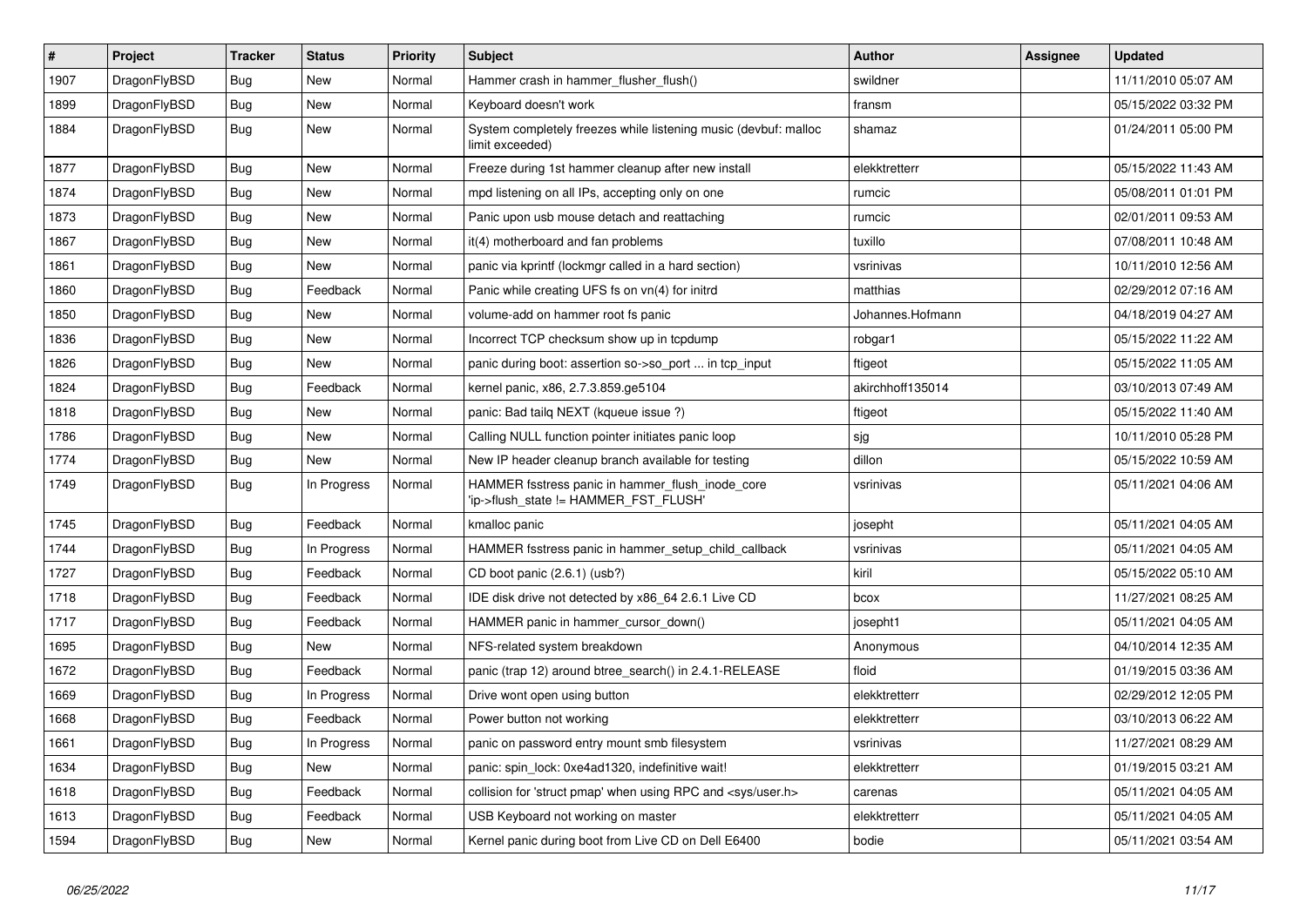| # | Project | Tracker | Status | Priority | Subject | Author | Assignee | Updated |
|---|---|---|---|---|---|---|---|---|
| 1907 | DragonFlyBSD | Bug | New | Normal | Hammer crash in hammer_flusher_flush() | swildner | | 11/11/2010 05:07 AM |
| 1899 | DragonFlyBSD | Bug | New | Normal | Keyboard doesn't work | fransm | | 05/15/2022 03:32 PM |
| 1884 | DragonFlyBSD | Bug | New | Normal | System completely freezes while listening music (devbuf: malloc limit exceeded) | shamaz | | 01/24/2011 05:00 PM |
| 1877 | DragonFlyBSD | Bug | New | Normal | Freeze during 1st hammer cleanup after new install | elekktretterr | | 05/15/2022 11:43 AM |
| 1874 | DragonFlyBSD | Bug | New | Normal | mpd listening on all IPs, accepting only on one | rumcic | | 05/08/2011 01:01 PM |
| 1873 | DragonFlyBSD | Bug | New | Normal | Panic upon usb mouse detach and reattaching | rumcic | | 02/01/2011 09:53 AM |
| 1867 | DragonFlyBSD | Bug | New | Normal | it(4) motherboard and fan problems | tuxillo | | 07/08/2011 10:48 AM |
| 1861 | DragonFlyBSD | Bug | New | Normal | panic via kprintf (lockmgr called in a hard section) | vsrinivas | | 10/11/2010 12:56 AM |
| 1860 | DragonFlyBSD | Bug | Feedback | Normal | Panic while creating UFS fs on vn(4) for initrd | matthias | | 02/29/2012 07:16 AM |
| 1850 | DragonFlyBSD | Bug | New | Normal | volume-add on hammer root fs panic | Johannes.Hofmann | | 04/18/2019 04:27 AM |
| 1836 | DragonFlyBSD | Bug | New | Normal | Incorrect TCP checksum show up in tcpdump | robgar1 | | 05/15/2022 11:22 AM |
| 1826 | DragonFlyBSD | Bug | New | Normal | panic during boot: assertion so->so_port ... in tcp_input | ftigeot | | 05/15/2022 11:05 AM |
| 1824 | DragonFlyBSD | Bug | Feedback | Normal | kernel panic, x86, 2.7.3.859.ge5104 | akirchhoff135014 | | 03/10/2013 07:49 AM |
| 1818 | DragonFlyBSD | Bug | New | Normal | panic: Bad tailq NEXT (kqueue issue ?) | ftigeot | | 05/15/2022 11:40 AM |
| 1786 | DragonFlyBSD | Bug | New | Normal | Calling NULL function pointer initiates panic loop | sjg | | 10/11/2010 05:28 PM |
| 1774 | DragonFlyBSD | Bug | New | Normal | New IP header cleanup branch available for testing | dillon | | 05/15/2022 10:59 AM |
| 1749 | DragonFlyBSD | Bug | In Progress | Normal | HAMMER fsstress panic in hammer_flush_inode_core 'ip->flush_state != HAMMER_FST_FLUSH' | vsrinivas | | 05/11/2021 04:06 AM |
| 1745 | DragonFlyBSD | Bug | Feedback | Normal | kmalloc panic | josepht | | 05/11/2021 04:05 AM |
| 1744 | DragonFlyBSD | Bug | In Progress | Normal | HAMMER fsstress panic in hammer_setup_child_callback | vsrinivas | | 05/11/2021 04:05 AM |
| 1727 | DragonFlyBSD | Bug | Feedback | Normal | CD boot panic (2.6.1) (usb?) | kiril | | 05/15/2022 05:10 AM |
| 1718 | DragonFlyBSD | Bug | Feedback | Normal | IDE disk drive not detected by x86_64 2.6.1 Live CD | bcox | | 11/27/2021 08:25 AM |
| 1717 | DragonFlyBSD | Bug | Feedback | Normal | HAMMER panic in hammer_cursor_down() | josepht1 | | 05/11/2021 04:05 AM |
| 1695 | DragonFlyBSD | Bug | New | Normal | NFS-related system breakdown | Anonymous | | 04/10/2014 12:35 AM |
| 1672 | DragonFlyBSD | Bug | Feedback | Normal | panic (trap 12) around btree_search() in 2.4.1-RELEASE | floid | | 01/19/2015 03:36 AM |
| 1669 | DragonFlyBSD | Bug | In Progress | Normal | Drive wont open using button | elekktretterr | | 02/29/2012 12:05 PM |
| 1668 | DragonFlyBSD | Bug | Feedback | Normal | Power button not working | elekktretterr | | 03/10/2013 06:22 AM |
| 1661 | DragonFlyBSD | Bug | In Progress | Normal | panic on password entry mount smb filesystem | vsrinivas | | 11/27/2021 08:29 AM |
| 1634 | DragonFlyBSD | Bug | New | Normal | panic: spin_lock: 0xe4ad1320, indefinitive wait! | elekktretterr | | 01/19/2015 03:21 AM |
| 1618 | DragonFlyBSD | Bug | Feedback | Normal | collision for 'struct pmap' when using RPC and <sys/user.h> | carenas | | 05/11/2021 04:05 AM |
| 1613 | DragonFlyBSD | Bug | Feedback | Normal | USB Keyboard not working on master | elekktretterr | | 05/11/2021 04:05 AM |
| 1594 | DragonFlyBSD | Bug | New | Normal | Kernel panic during boot from Live CD on Dell E6400 | bodie | | 05/11/2021 03:54 AM |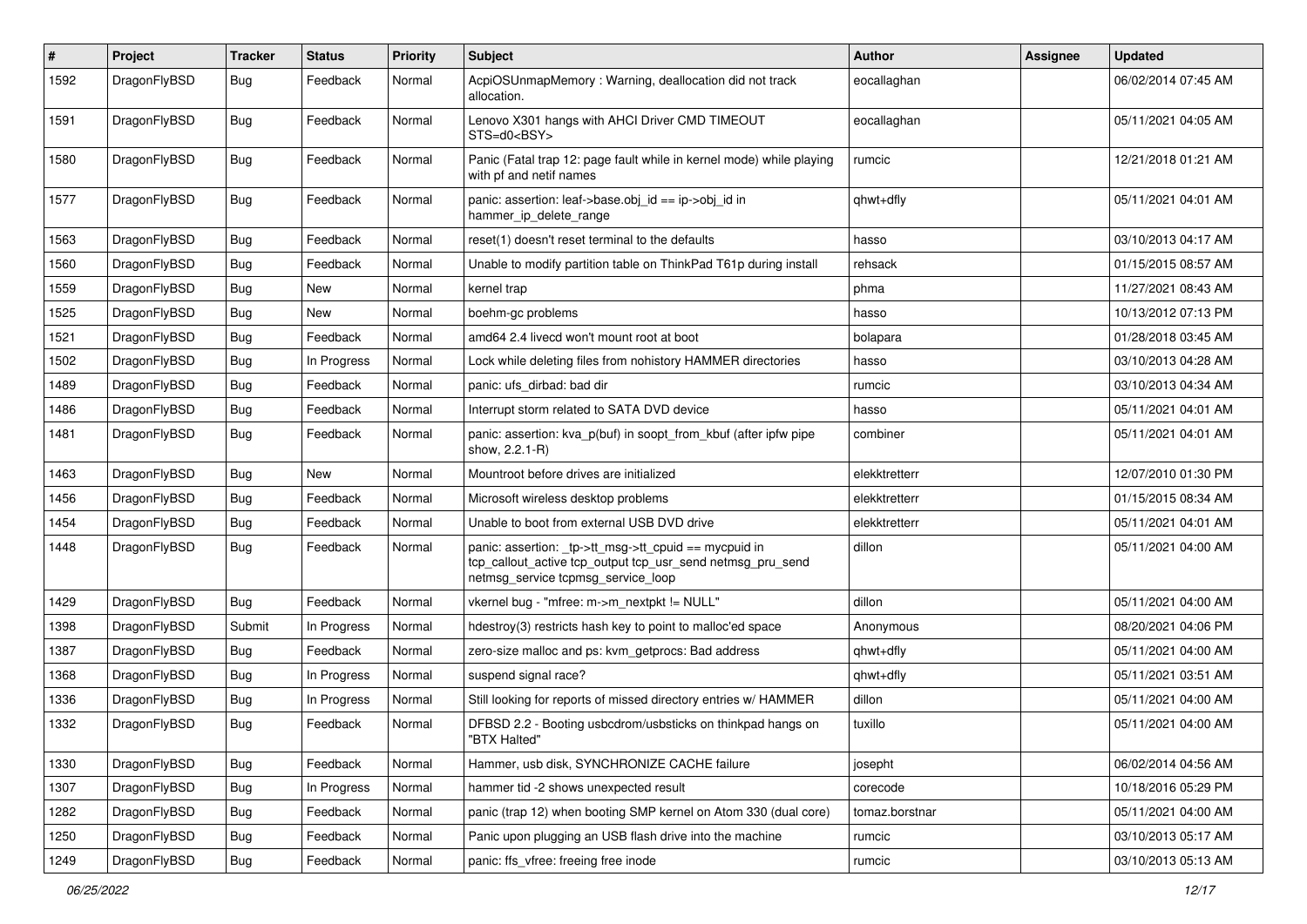| # | Project | Tracker | Status | Priority | Subject | Author | Assignee | Updated |
|---|---|---|---|---|---|---|---|---|
| 1592 | DragonFlyBSD | Bug | Feedback | Normal | AcpiOSUnmapMemory : Warning, deallocation did not track allocation. | eocallaghan | | 06/02/2014 07:45 AM |
| 1591 | DragonFlyBSD | Bug | Feedback | Normal | Lenovo X301 hangs with AHCI Driver CMD TIMEOUT STS=d0<BSY> | eocallaghan | | 05/11/2021 04:05 AM |
| 1580 | DragonFlyBSD | Bug | Feedback | Normal | Panic (Fatal trap 12: page fault while in kernel mode) while playing with pf and netif names | rumcic | | 12/21/2018 01:21 AM |
| 1577 | DragonFlyBSD | Bug | Feedback | Normal | panic: assertion: leaf->base.obj_id == ip->obj_id in hammer_ip_delete_range | qhwt+dfly | | 05/11/2021 04:01 AM |
| 1563 | DragonFlyBSD | Bug | Feedback | Normal | reset(1) doesn't reset terminal to the defaults | hasso | | 03/10/2013 04:17 AM |
| 1560 | DragonFlyBSD | Bug | Feedback | Normal | Unable to modify partition table on ThinkPad T61p during install | rehsack | | 01/15/2015 08:57 AM |
| 1559 | DragonFlyBSD | Bug | New | Normal | kernel trap | phma | | 11/27/2021 08:43 AM |
| 1525 | DragonFlyBSD | Bug | New | Normal | boehm-gc problems | hasso | | 10/13/2012 07:13 PM |
| 1521 | DragonFlyBSD | Bug | Feedback | Normal | amd64 2.4 livecd won't mount root at boot | bolapara | | 01/28/2018 03:45 AM |
| 1502 | DragonFlyBSD | Bug | In Progress | Normal | Lock while deleting files from nohistory HAMMER directories | hasso | | 03/10/2013 04:28 AM |
| 1489 | DragonFlyBSD | Bug | Feedback | Normal | panic: ufs_dirbad: bad dir | rumcic | | 03/10/2013 04:34 AM |
| 1486 | DragonFlyBSD | Bug | Feedback | Normal | Interrupt storm related to SATA DVD device | hasso | | 05/11/2021 04:01 AM |
| 1481 | DragonFlyBSD | Bug | Feedback | Normal | panic: assertion: kva_p(buf) in soopt_from_kbuf (after ipfw pipe show, 2.2.1-R) | combiner | | 05/11/2021 04:01 AM |
| 1463 | DragonFlyBSD | Bug | New | Normal | Mountroot before drives are initialized | elekktretterr | | 12/07/2010 01:30 PM |
| 1456 | DragonFlyBSD | Bug | Feedback | Normal | Microsoft wireless desktop problems | elekktretterr | | 01/15/2015 08:34 AM |
| 1454 | DragonFlyBSD | Bug | Feedback | Normal | Unable to boot from external USB DVD drive | elekktretterr | | 05/11/2021 04:01 AM |
| 1448 | DragonFlyBSD | Bug | Feedback | Normal | panic: assertion: _tp->tt_msg->tt_cpuid == mycpuid in tcp_callout_active tcp_output tcp_usr_send netmsg_pru_send netmsg_service tcpmsg_service_loop | dillon | | 05/11/2021 04:00 AM |
| 1429 | DragonFlyBSD | Bug | Feedback | Normal | vkernel bug - "mfree: m->m_nextpkt != NULL" | dillon | | 05/11/2021 04:00 AM |
| 1398 | DragonFlyBSD | Submit | In Progress | Normal | hdestroy(3) restricts hash key to point to malloc'ed space | Anonymous | | 08/20/2021 04:06 PM |
| 1387 | DragonFlyBSD | Bug | Feedback | Normal | zero-size malloc and ps: kvm_getprocs: Bad address | qhwt+dfly | | 05/11/2021 04:00 AM |
| 1368 | DragonFlyBSD | Bug | In Progress | Normal | suspend signal race? | qhwt+dfly | | 05/11/2021 03:51 AM |
| 1336 | DragonFlyBSD | Bug | In Progress | Normal | Still looking for reports of missed directory entries w/ HAMMER | dillon | | 05/11/2021 04:00 AM |
| 1332 | DragonFlyBSD | Bug | Feedback | Normal | DFBSD 2.2 - Booting usbcdrom/usbsticks on thinkpad hangs on "BTX Halted" | tuxillo | | 05/11/2021 04:00 AM |
| 1330 | DragonFlyBSD | Bug | Feedback | Normal | Hammer, usb disk, SYNCHRONIZE CACHE failure | josepht | | 06/02/2014 04:56 AM |
| 1307 | DragonFlyBSD | Bug | In Progress | Normal | hammer tid -2 shows unexpected result | corecode | | 10/18/2016 05:29 PM |
| 1282 | DragonFlyBSD | Bug | Feedback | Normal | panic (trap 12) when booting SMP kernel on Atom 330 (dual core) | tomaz.borstnar | | 05/11/2021 04:00 AM |
| 1250 | DragonFlyBSD | Bug | Feedback | Normal | Panic upon plugging an USB flash drive into the machine | rumcic | | 03/10/2013 05:17 AM |
| 1249 | DragonFlyBSD | Bug | Feedback | Normal | panic: ffs_vfree: freeing free inode | rumcic | | 03/10/2013 05:13 AM |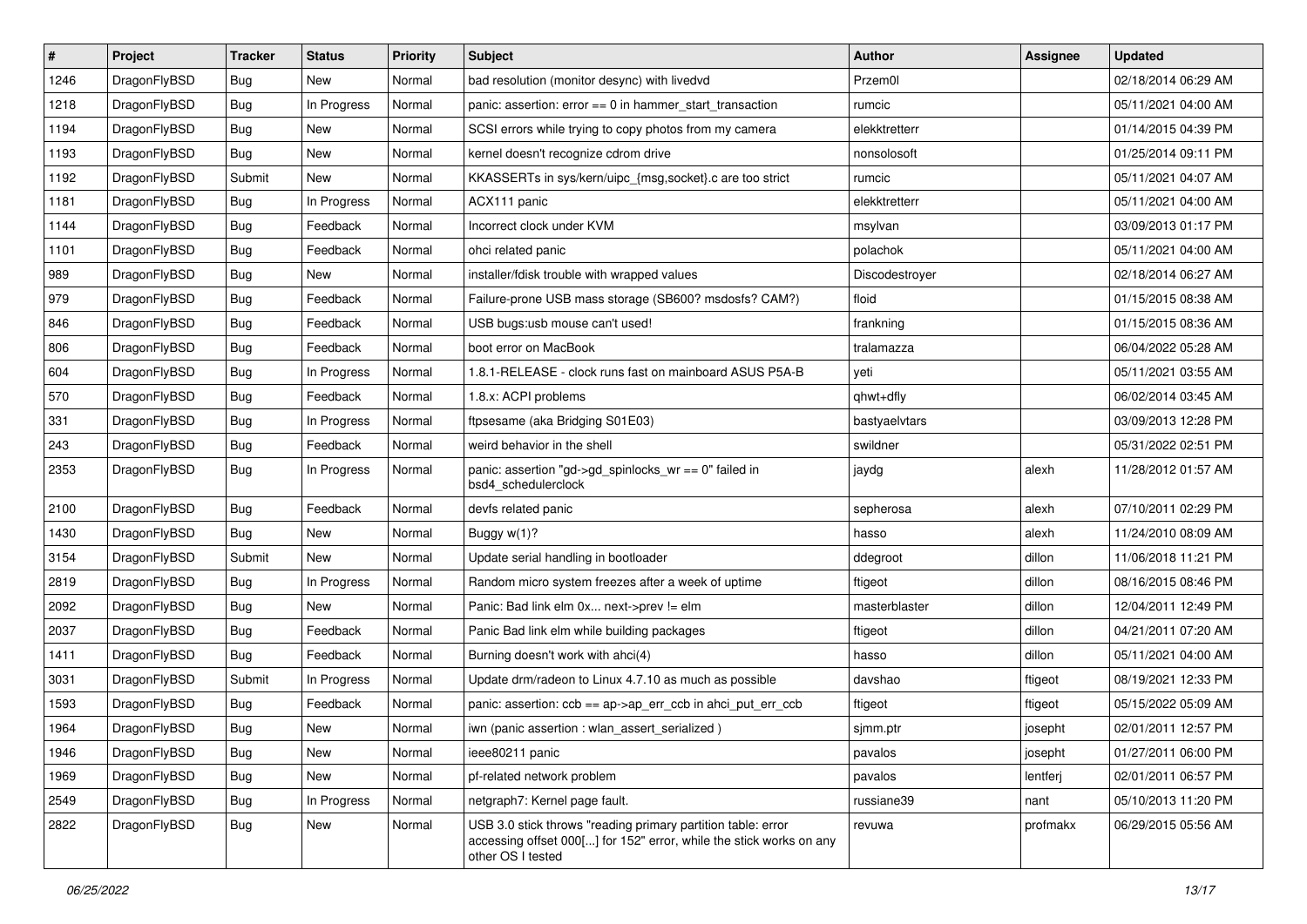| # | Project | Tracker | Status | Priority | Subject | Author | Assignee | Updated |
|---|---|---|---|---|---|---|---|---|
| 1246 | DragonFlyBSD | Bug | New | Normal | bad resolution (monitor desync) with livedvd | Przem0l | | 02/18/2014 06:29 AM |
| 1218 | DragonFlyBSD | Bug | In Progress | Normal | panic: assertion: error == 0 in hammer_start_transaction | rumcic | | 05/11/2021 04:00 AM |
| 1194 | DragonFlyBSD | Bug | New | Normal | SCSI errors while trying to copy photos from my camera | elekktretterr | | 01/14/2015 04:39 PM |
| 1193 | DragonFlyBSD | Bug | New | Normal | kernel doesn't recognize cdrom drive | nonsolosoft | | 01/25/2014 09:11 PM |
| 1192 | DragonFlyBSD | Submit | New | Normal | KKASSERTs in sys/kern/uipc_{msg,socket}.c are too strict | rumcic | | 05/11/2021 04:07 AM |
| 1181 | DragonFlyBSD | Bug | In Progress | Normal | ACX111 panic | elekktretterr | | 05/11/2021 04:00 AM |
| 1144 | DragonFlyBSD | Bug | Feedback | Normal | Incorrect clock under KVM | msylvan | | 03/09/2013 01:17 PM |
| 1101 | DragonFlyBSD | Bug | Feedback | Normal | ohci related panic | polachok | | 05/11/2021 04:00 AM |
| 989 | DragonFlyBSD | Bug | New | Normal | installer/fdisk trouble with wrapped values | Discodestroyer | | 02/18/2014 06:27 AM |
| 979 | DragonFlyBSD | Bug | Feedback | Normal | Failure-prone USB mass storage (SB600? msdosfs? CAM?) | floid | | 01/15/2015 08:38 AM |
| 846 | DragonFlyBSD | Bug | Feedback | Normal | USB bugs:usb mouse can't used! | frankning | | 01/15/2015 08:36 AM |
| 806 | DragonFlyBSD | Bug | Feedback | Normal | boot error on MacBook | tralamazza | | 06/04/2022 05:28 AM |
| 604 | DragonFlyBSD | Bug | In Progress | Normal | 1.8.1-RELEASE - clock runs fast on mainboard ASUS P5A-B | yeti | | 05/11/2021 03:55 AM |
| 570 | DragonFlyBSD | Bug | Feedback | Normal | 1.8.x: ACPI problems | qhwt+dfly | | 06/02/2014 03:45 AM |
| 331 | DragonFlyBSD | Bug | In Progress | Normal | ftpsesame (aka Bridging S01E03) | bastyaelvtars | | 03/09/2013 12:28 PM |
| 243 | DragonFlyBSD | Bug | Feedback | Normal | weird behavior in the shell | swildner | | 05/31/2022 02:51 PM |
| 2353 | DragonFlyBSD | Bug | In Progress | Normal | panic: assertion "gd->gd_spinlocks_wr == 0" failed in bsd4_schedulerclock | jaydg | alexh | 11/28/2012 01:57 AM |
| 2100 | DragonFlyBSD | Bug | Feedback | Normal | devfs related panic | sepherosa | alexh | 07/10/2011 02:29 PM |
| 1430 | DragonFlyBSD | Bug | New | Normal | Buggy w(1)? | hasso | alexh | 11/24/2010 08:09 AM |
| 3154 | DragonFlyBSD | Submit | New | Normal | Update serial handling in bootloader | ddegroot | dillon | 11/06/2018 11:21 PM |
| 2819 | DragonFlyBSD | Bug | In Progress | Normal | Random micro system freezes after a week of uptime | ftigeot | dillon | 08/16/2015 08:46 PM |
| 2092 | DragonFlyBSD | Bug | New | Normal | Panic: Bad link elm 0x... next->prev != elm | masterblaster | dillon | 12/04/2011 12:49 PM |
| 2037 | DragonFlyBSD | Bug | Feedback | Normal | Panic Bad link elm while building packages | ftigeot | dillon | 04/21/2011 07:20 AM |
| 1411 | DragonFlyBSD | Bug | Feedback | Normal | Burning doesn't work with ahci(4) | hasso | dillon | 05/11/2021 04:00 AM |
| 3031 | DragonFlyBSD | Submit | In Progress | Normal | Update drm/radeon to Linux 4.7.10 as much as possible | davshao | ftigeot | 08/19/2021 12:33 PM |
| 1593 | DragonFlyBSD | Bug | Feedback | Normal | panic: assertion: ccb == ap->ap_err_ccb in ahci_put_err_ccb | ftigeot | ftigeot | 05/15/2022 05:09 AM |
| 1964 | DragonFlyBSD | Bug | New | Normal | iwn (panic assertion : wlan_assert_serialized ) | sjmm.ptr | josepht | 02/01/2011 12:57 PM |
| 1946 | DragonFlyBSD | Bug | New | Normal | ieee80211 panic | pavalos | josepht | 01/27/2011 06:00 PM |
| 1969 | DragonFlyBSD | Bug | New | Normal | pf-related network problem | pavalos | lentferj | 02/01/2011 06:57 PM |
| 2549 | DragonFlyBSD | Bug | In Progress | Normal | netgraph7: Kernel page fault. | russiane39 | nant | 05/10/2013 11:20 PM |
| 2822 | DragonFlyBSD | Bug | New | Normal | USB 3.0 stick throws "reading primary partition table: error accessing offset 000[...] for 152" error, while the stick works on any other OS I tested | revuwa | profmakx | 06/29/2015 05:56 AM |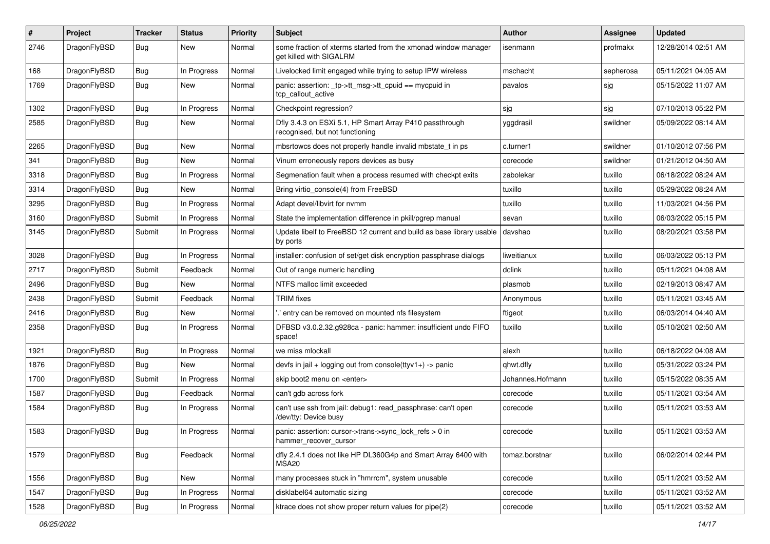| # | Project | Tracker | Status | Priority | Subject | Author | Assignee | Updated |
|---|---|---|---|---|---|---|---|---|
| 2746 | DragonFlyBSD | Bug | New | Normal | some fraction of xterms started from the xmonad window manager get killed with SIGALRM | isenmann | profmakx | 12/28/2014 02:51 AM |
| 168 | DragonFlyBSD | Bug | In Progress | Normal | Livelocked limit engaged while trying to setup IPW wireless | mschacht | sepherosa | 05/11/2021 04:05 AM |
| 1769 | DragonFlyBSD | Bug | New | Normal | panic: assertion: _tp->tt_msg->tt_cpuid == mycpuid in tcp_callout_active | pavalos | sjg | 05/15/2022 11:07 AM |
| 1302 | DragonFlyBSD | Bug | In Progress | Normal | Checkpoint regression? | sjg | sjg | 07/10/2013 05:22 PM |
| 2585 | DragonFlyBSD | Bug | New | Normal | Dfly 3.4.3 on ESXi 5.1, HP Smart Array P410 passthrough recognised, but not functioning | yggdrasil | swildner | 05/09/2022 08:14 AM |
| 2265 | DragonFlyBSD | Bug | New | Normal | mbsrtowcs does not properly handle invalid mbstate_t in ps | c.turner1 | swildner | 01/10/2012 07:56 PM |
| 341 | DragonFlyBSD | Bug | New | Normal | Vinum erroneously repors devices as busy | corecode | swildner | 01/21/2012 04:50 AM |
| 3318 | DragonFlyBSD | Bug | In Progress | Normal | Segmenation fault when a process resumed with checkpt exits | zabolekar | tuxillo | 06/18/2022 08:24 AM |
| 3314 | DragonFlyBSD | Bug | New | Normal | Bring virtio_console(4) from FreeBSD | tuxillo | tuxillo | 05/29/2022 08:24 AM |
| 3295 | DragonFlyBSD | Bug | In Progress | Normal | Adapt devel/libvirt for nvmm | tuxillo | tuxillo | 11/03/2021 04:56 PM |
| 3160 | DragonFlyBSD | Submit | In Progress | Normal | State the implementation difference in pkill/pgrep manual | sevan | tuxillo | 06/03/2022 05:15 PM |
| 3145 | DragonFlyBSD | Submit | In Progress | Normal | Update libelf to FreeBSD 12 current and build as base library usable by ports | davshao | tuxillo | 08/20/2021 03:58 PM |
| 3028 | DragonFlyBSD | Bug | In Progress | Normal | installer: confusion of set/get disk encryption passphrase dialogs | liweitianux | tuxillo | 06/03/2022 05:13 PM |
| 2717 | DragonFlyBSD | Submit | Feedback | Normal | Out of range numeric handling | dclink | tuxillo | 05/11/2021 04:08 AM |
| 2496 | DragonFlyBSD | Bug | New | Normal | NTFS malloc limit exceeded | plasmob | tuxillo | 02/19/2013 08:47 AM |
| 2438 | DragonFlyBSD | Submit | Feedback | Normal | TRIM fixes | Anonymous | tuxillo | 05/11/2021 03:45 AM |
| 2416 | DragonFlyBSD | Bug | New | Normal | '.' entry can be removed on mounted nfs filesystem | ftigeot | tuxillo | 06/03/2014 04:40 AM |
| 2358 | DragonFlyBSD | Bug | In Progress | Normal | DFBSD v3.0.2.32.g928ca - panic: hammer: insufficient undo FIFO space! | tuxillo | tuxillo | 05/10/2021 02:50 AM |
| 1921 | DragonFlyBSD | Bug | In Progress | Normal | we miss mlockall | alexh | tuxillo | 06/18/2022 04:08 AM |
| 1876 | DragonFlyBSD | Bug | New | Normal | devfs in jail + logging out from console(ttyv1+) -> panic | qhwt.dfly | tuxillo | 05/31/2022 03:24 PM |
| 1700 | DragonFlyBSD | Submit | In Progress | Normal | skip boot2 menu on <enter> | Johannes.Hofmann | tuxillo | 05/15/2022 08:35 AM |
| 1587 | DragonFlyBSD | Bug | Feedback | Normal | can't gdb across fork | corecode | tuxillo | 05/11/2021 03:54 AM |
| 1584 | DragonFlyBSD | Bug | In Progress | Normal | can't use ssh from jail: debug1: read_passphrase: can't open /dev/tty: Device busy | corecode | tuxillo | 05/11/2021 03:53 AM |
| 1583 | DragonFlyBSD | Bug | In Progress | Normal | panic: assertion: cursor->trans->sync_lock_refs > 0 in hammer_recover_cursor | corecode | tuxillo | 05/11/2021 03:53 AM |
| 1579 | DragonFlyBSD | Bug | Feedback | Normal | dfly 2.4.1 does not like HP DL360G4p and Smart Array 6400 with MSA20 | tomaz.borstnar | tuxillo | 06/02/2014 02:44 PM |
| 1556 | DragonFlyBSD | Bug | New | Normal | many processes stuck in "hmrrcm", system unusable | corecode | tuxillo | 05/11/2021 03:52 AM |
| 1547 | DragonFlyBSD | Bug | In Progress | Normal | disklabel64 automatic sizing | corecode | tuxillo | 05/11/2021 03:52 AM |
| 1528 | DragonFlyBSD | Bug | In Progress | Normal | ktrace does not show proper return values for pipe(2) | corecode | tuxillo | 05/11/2021 03:52 AM |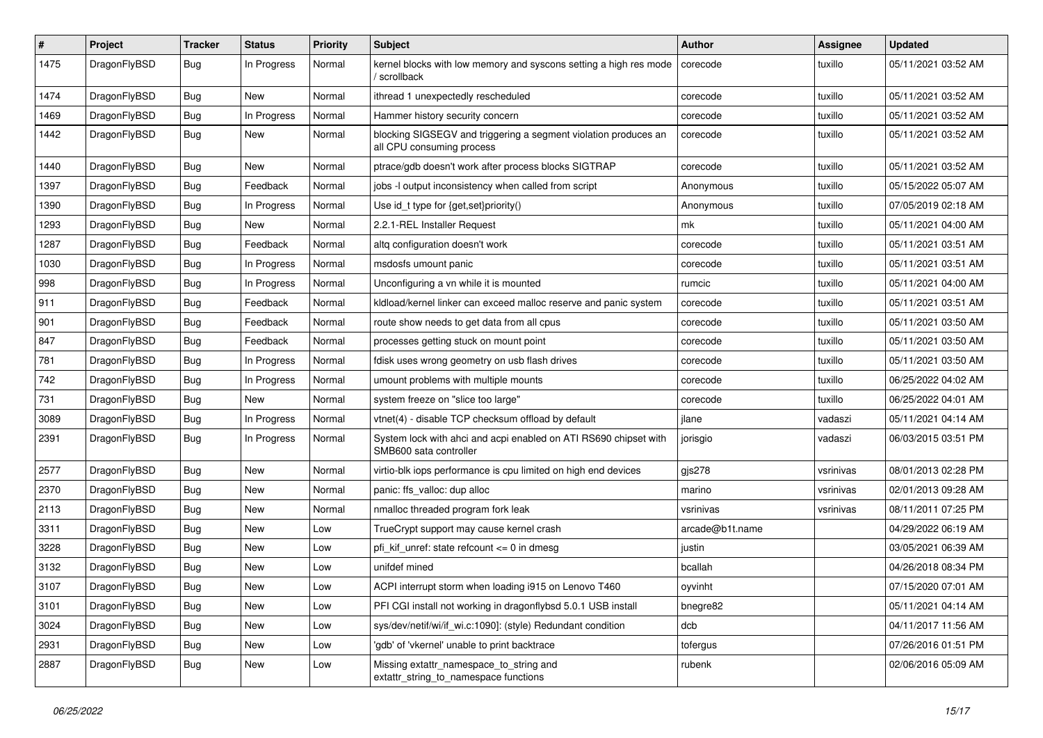| # | Project | Tracker | Status | Priority | Subject | Author | Assignee | Updated |
|---|---|---|---|---|---|---|---|---|
| 1475 | DragonFlyBSD | Bug | In Progress | Normal | kernel blocks with low memory and syscons setting a high res mode / scrollback | corecode | tuxillo | 05/11/2021 03:52 AM |
| 1474 | DragonFlyBSD | Bug | New | Normal | ithread 1 unexpectedly rescheduled | corecode | tuxillo | 05/11/2021 03:52 AM |
| 1469 | DragonFlyBSD | Bug | In Progress | Normal | Hammer history security concern | corecode | tuxillo | 05/11/2021 03:52 AM |
| 1442 | DragonFlyBSD | Bug | New | Normal | blocking SIGSEGV and triggering a segment violation produces an all CPU consuming process | corecode | tuxillo | 05/11/2021 03:52 AM |
| 1440 | DragonFlyBSD | Bug | New | Normal | ptrace/gdb doesn't work after process blocks SIGTRAP | corecode | tuxillo | 05/11/2021 03:52 AM |
| 1397 | DragonFlyBSD | Bug | Feedback | Normal | jobs -l output inconsistency when called from script | Anonymous | tuxillo | 05/15/2022 05:07 AM |
| 1390 | DragonFlyBSD | Bug | In Progress | Normal | Use id_t type for {get,set}priority() | Anonymous | tuxillo | 07/05/2019 02:18 AM |
| 1293 | DragonFlyBSD | Bug | New | Normal | 2.2.1-REL Installer Request | mk | tuxillo | 05/11/2021 04:00 AM |
| 1287 | DragonFlyBSD | Bug | Feedback | Normal | altq configuration doesn't work | corecode | tuxillo | 05/11/2021 03:51 AM |
| 1030 | DragonFlyBSD | Bug | In Progress | Normal | msdosfs umount panic | corecode | tuxillo | 05/11/2021 03:51 AM |
| 998 | DragonFlyBSD | Bug | In Progress | Normal | Unconfiguring a vn while it is mounted | rumcic | tuxillo | 05/11/2021 04:00 AM |
| 911 | DragonFlyBSD | Bug | Feedback | Normal | kldload/kernel linker can exceed malloc reserve and panic system | corecode | tuxillo | 05/11/2021 03:51 AM |
| 901 | DragonFlyBSD | Bug | Feedback | Normal | route show needs to get data from all cpus | corecode | tuxillo | 05/11/2021 03:50 AM |
| 847 | DragonFlyBSD | Bug | Feedback | Normal | processes getting stuck on mount point | corecode | tuxillo | 05/11/2021 03:50 AM |
| 781 | DragonFlyBSD | Bug | In Progress | Normal | fdisk uses wrong geometry on usb flash drives | corecode | tuxillo | 05/11/2021 03:50 AM |
| 742 | DragonFlyBSD | Bug | In Progress | Normal | umount problems with multiple mounts | corecode | tuxillo | 06/25/2022 04:02 AM |
| 731 | DragonFlyBSD | Bug | New | Normal | system freeze on "slice too large" | corecode | tuxillo | 06/25/2022 04:01 AM |
| 3089 | DragonFlyBSD | Bug | In Progress | Normal | vtnet(4) - disable TCP checksum offload by default | jlane | vadaszi | 05/11/2021 04:14 AM |
| 2391 | DragonFlyBSD | Bug | In Progress | Normal | System lock with ahci and acpi enabled on ATI RS690 chipset with SMB600 sata controller | jorisgio | vadaszi | 06/03/2015 03:51 PM |
| 2577 | DragonFlyBSD | Bug | New | Normal | virtio-blk iops performance is cpu limited on high end devices | gjs278 | vsrinivas | 08/01/2013 02:28 PM |
| 2370 | DragonFlyBSD | Bug | New | Normal | panic: ffs_valloc: dup alloc | marino | vsrinivas | 02/01/2013 09:28 AM |
| 2113 | DragonFlyBSD | Bug | New | Normal | nmalloc threaded program fork leak | vsrinivas | vsrinivas | 08/11/2011 07:25 PM |
| 3311 | DragonFlyBSD | Bug | New | Low | TrueCrypt support may cause kernel crash | arcade@b1t.name | | 04/29/2022 06:19 AM |
| 3228 | DragonFlyBSD | Bug | New | Low | pfi_kif_unref: state refcount <= 0 in dmesg | justin | | 03/05/2021 06:39 AM |
| 3132 | DragonFlyBSD | Bug | New | Low | unifdef mined | bcallah | | 04/26/2018 08:34 PM |
| 3107 | DragonFlyBSD | Bug | New | Low | ACPI interrupt storm when loading i915 on Lenovo T460 | oyvinht | | 07/15/2020 07:01 AM |
| 3101 | DragonFlyBSD | Bug | New | Low | PFI CGI install not working in dragonflybsd 5.0.1 USB install | bnegre82 | | 05/11/2021 04:14 AM |
| 3024 | DragonFlyBSD | Bug | New | Low | sys/dev/netif/wi/if_wi.c:1090]: (style) Redundant condition | dcb | | 04/11/2017 11:56 AM |
| 2931 | DragonFlyBSD | Bug | New | Low | 'gdb' of 'vkernel' unable to print backtrace | tofergus | | 07/26/2016 01:51 PM |
| 2887 | DragonFlyBSD | Bug | New | Low | Missing extattr_namespace_to_string and extattr_string_to_namespace functions | rubenk | | 02/06/2016 05:09 AM |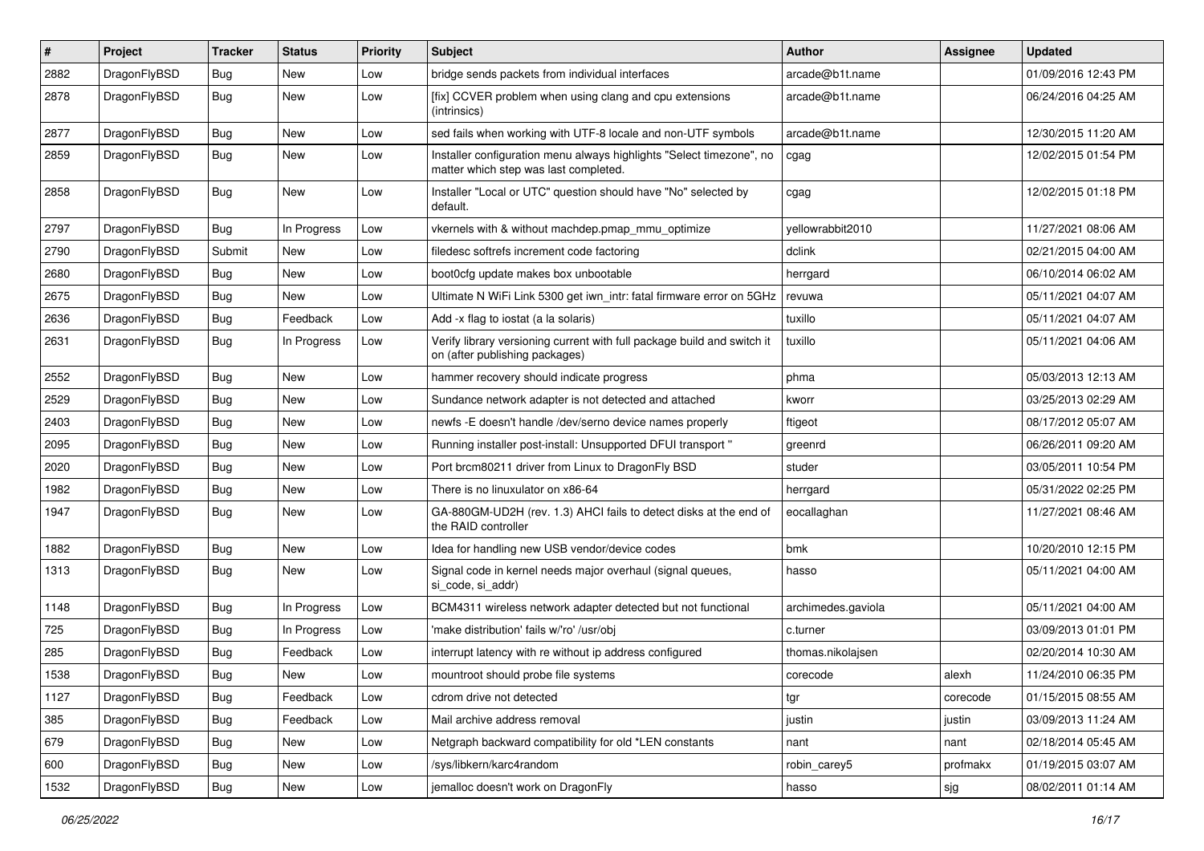| # | Project | Tracker | Status | Priority | Subject | Author | Assignee | Updated |
|---|---|---|---|---|---|---|---|---|
| 2882 | DragonFlyBSD | Bug | New | Low | bridge sends packets from individual interfaces | arcade@b1t.name | | 01/09/2016 12:43 PM |
| 2878 | DragonFlyBSD | Bug | New | Low | [fix] CCVER problem when using clang and cpu extensions (intrinsics) | arcade@b1t.name | | 06/24/2016 04:25 AM |
| 2877 | DragonFlyBSD | Bug | New | Low | sed fails when working with UTF-8 locale and non-UTF symbols | arcade@b1t.name | | 12/30/2015 11:20 AM |
| 2859 | DragonFlyBSD | Bug | New | Low | Installer configuration menu always highlights "Select timezone", no matter which step was last completed. | cgag | | 12/02/2015 01:54 PM |
| 2858 | DragonFlyBSD | Bug | New | Low | Installer "Local or UTC" question should have "No" selected by default. | cgag | | 12/02/2015 01:18 PM |
| 2797 | DragonFlyBSD | Bug | In Progress | Low | vkernels with & without machdep.pmap_mmu_optimize | yellowrabbit2010 | | 11/27/2021 08:06 AM |
| 2790 | DragonFlyBSD | Submit | New | Low | filedesc softrefs increment code factoring | dclink | | 02/21/2015 04:00 AM |
| 2680 | DragonFlyBSD | Bug | New | Low | boot0cfg update makes box unbootable | herrgard | | 06/10/2014 06:02 AM |
| 2675 | DragonFlyBSD | Bug | New | Low | Ultimate N WiFi Link 5300 get iwn_intr: fatal firmware error on 5GHz | revuwa | | 05/11/2021 04:07 AM |
| 2636 | DragonFlyBSD | Bug | Feedback | Low | Add -x flag to iostat (a la solaris) | tuxillo | | 05/11/2021 04:07 AM |
| 2631 | DragonFlyBSD | Bug | In Progress | Low | Verify library versioning current with full package build and switch it on (after publishing packages) | tuxillo | | 05/11/2021 04:06 AM |
| 2552 | DragonFlyBSD | Bug | New | Low | hammer recovery should indicate progress | phma | | 05/03/2013 12:13 AM |
| 2529 | DragonFlyBSD | Bug | New | Low | Sundance network adapter is not detected and attached | kworr | | 03/25/2013 02:29 AM |
| 2403 | DragonFlyBSD | Bug | New | Low | newfs -E doesn't handle /dev/serno device names properly | ftigeot | | 08/17/2012 05:07 AM |
| 2095 | DragonFlyBSD | Bug | New | Low | Running installer post-install: Unsupported DFUI transport " | greenrd | | 06/26/2011 09:20 AM |
| 2020 | DragonFlyBSD | Bug | New | Low | Port brcm80211 driver from Linux to DragonFly BSD | studer | | 03/05/2011 10:54 PM |
| 1982 | DragonFlyBSD | Bug | New | Low | There is no linuxulator on x86-64 | herrgard | | 05/31/2022 02:25 PM |
| 1947 | DragonFlyBSD | Bug | New | Low | GA-880GM-UD2H (rev. 1.3) AHCI fails to detect disks at the end of the RAID controller | eocallaghan | | 11/27/2021 08:46 AM |
| 1882 | DragonFlyBSD | Bug | New | Low | Idea for handling new USB vendor/device codes | bmk | | 10/20/2010 12:15 PM |
| 1313 | DragonFlyBSD | Bug | New | Low | Signal code in kernel needs major overhaul (signal queues, si_code, si_addr) | hasso | | 05/11/2021 04:00 AM |
| 1148 | DragonFlyBSD | Bug | In Progress | Low | BCM4311 wireless network adapter detected but not functional | archimedes.gaviola | | 05/11/2021 04:00 AM |
| 725 | DragonFlyBSD | Bug | In Progress | Low | 'make distribution' fails w/'ro' /usr/obj | c.turner | | 03/09/2013 01:01 PM |
| 285 | DragonFlyBSD | Bug | Feedback | Low | interrupt latency with re without ip address configured | thomas.nikolajsen | | 02/20/2014 10:30 AM |
| 1538 | DragonFlyBSD | Bug | New | Low | mountroot should probe file systems | corecode | alexh | 11/24/2010 06:35 PM |
| 1127 | DragonFlyBSD | Bug | Feedback | Low | cdrom drive not detected | tgr | corecode | 01/15/2015 08:55 AM |
| 385 | DragonFlyBSD | Bug | Feedback | Low | Mail archive address removal | justin | justin | 03/09/2013 11:24 AM |
| 679 | DragonFlyBSD | Bug | New | Low | Netgraph backward compatibility for old *LEN constants | nant | nant | 02/18/2014 05:45 AM |
| 600 | DragonFlyBSD | Bug | New | Low | /sys/libkern/karc4random | robin_carey5 | profmakx | 01/19/2015 03:07 AM |
| 1532 | DragonFlyBSD | Bug | New | Low | jemalloc doesn't work on DragonFly | hasso | sjg | 08/02/2011 01:14 AM |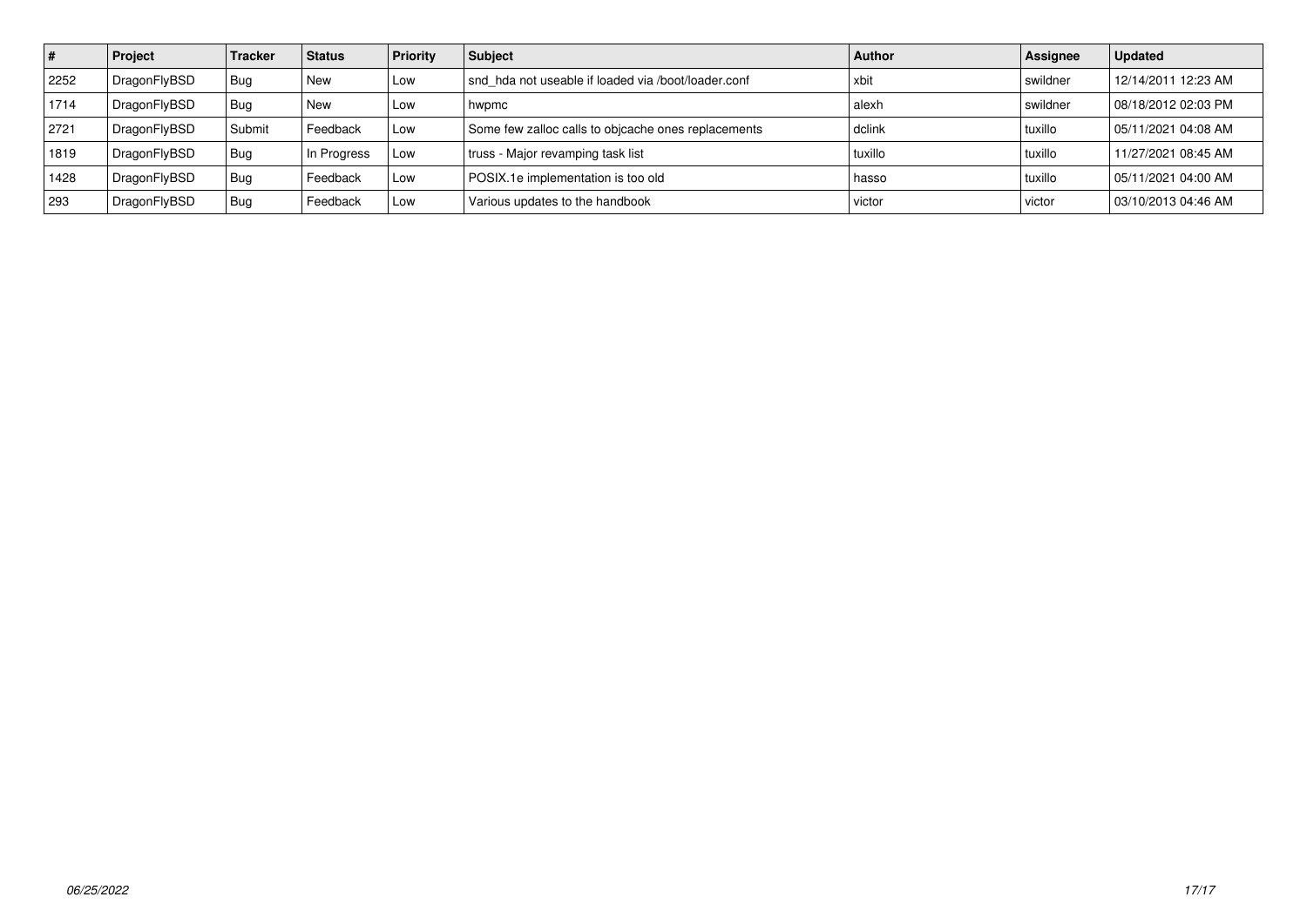| # | Project | Tracker | Status | Priority | Subject | Author | Assignee | Updated |
|---|---|---|---|---|---|---|---|---|
| 2252 | DragonFlyBSD | Bug | New | Low | snd_hda not useable if loaded via /boot/loader.conf | xbit | swildner | 12/14/2011 12:23 AM |
| 1714 | DragonFlyBSD | Bug | New | Low | hwpmc | alexh | swildner | 08/18/2012 02:03 PM |
| 2721 | DragonFlyBSD | Submit | Feedback | Low | Some few zalloc calls to objcache ones replacements | dclink | tuxillo | 05/11/2021 04:08 AM |
| 1819 | DragonFlyBSD | Bug | In Progress | Low | truss - Major revamping task list | tuxillo | tuxillo | 11/27/2021 08:45 AM |
| 1428 | DragonFlyBSD | Bug | Feedback | Low | POSIX.1e implementation is too old | hasso | tuxillo | 05/11/2021 04:00 AM |
| 293 | DragonFlyBSD | Bug | Feedback | Low | Various updates to the handbook | victor | victor | 03/10/2013 04:46 AM |

*06/25/2022*